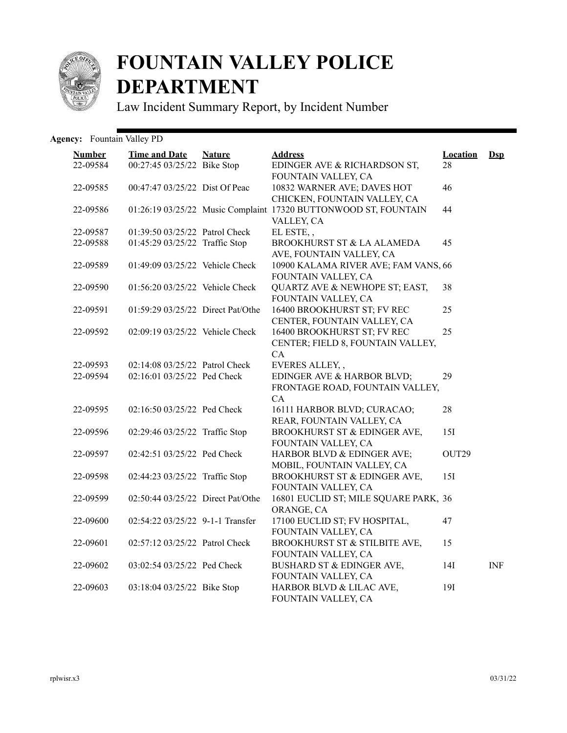# FOUNTAIN VALLEY POLICE DEPARTMENT

Law Incident Summary Report, by Incident Number

**Agency:** Fountain Valley PD

| Number | Time and Date | Nature | Address | Location | Dsp |
|---|---|---|---|---|---|
| 22-09584 | 00:27:45 03/25/22 | Bike Stop | EDINGER AVE & RICHARDSON ST, FOUNTAIN VALLEY, CA | 28 | |
| 22-09585 | 00:47:47 03/25/22 | Dist Of Peac | 10832 WARNER AVE; DAVES HOT CHICKEN, FOUNTAIN VALLEY, CA | 46 | |
| 22-09586 | 01:26:19 03/25/22 | Music Complaint | 17320 BUTTONWOOD ST, FOUNTAIN VALLEY, CA | 44 | |
| 22-09587 | 01:39:50 03/25/22 | Patrol Check | EL ESTE, , | | |
| 22-09588 | 01:45:29 03/25/22 | Traffic Stop | BROOKHURST ST & LA ALAMEDA AVE, FOUNTAIN VALLEY, CA | 45 | |
| 22-09589 | 01:49:09 03/25/22 | Vehicle Check | 10900 KALAMA RIVER AVE; FAM VANS, FOUNTAIN VALLEY, CA | 66 | |
| 22-09590 | 01:56:20 03/25/22 | Vehicle Check | QUARTZ AVE & NEWHOPE ST; EAST, FOUNTAIN VALLEY, CA | 38 | |
| 22-09591 | 01:59:29 03/25/22 | Direct Pat/Othe | 16400 BROOKHURST ST; FV REC CENTER, FOUNTAIN VALLEY, CA | 25 | |
| 22-09592 | 02:09:19 03/25/22 | Vehicle Check | 16400 BROOKHURST ST; FV REC CENTER; FIELD 8, FOUNTAIN VALLEY, CA | 25 | |
| 22-09593 | 02:14:08 03/25/22 | Patrol Check | EVERES ALLEY, , | | |
| 22-09594 | 02:16:01 03/25/22 | Ped Check | EDINGER AVE & HARBOR BLVD; FRONTAGE ROAD, FOUNTAIN VALLEY, CA | 29 | |
| 22-09595 | 02:16:50 03/25/22 | Ped Check | 16111 HARBOR BLVD; CURACAO; REAR, FOUNTAIN VALLEY, CA | 28 | |
| 22-09596 | 02:29:46 03/25/22 | Traffic Stop | BROOKHURST ST & EDINGER AVE, FOUNTAIN VALLEY, CA | 15I | |
| 22-09597 | 02:42:51 03/25/22 | Ped Check | HARBOR BLVD & EDINGER AVE; MOBIL, FOUNTAIN VALLEY, CA | OUT29 | |
| 22-09598 | 02:44:23 03/25/22 | Traffic Stop | BROOKHURST ST & EDINGER AVE, FOUNTAIN VALLEY, CA | 15I | |
| 22-09599 | 02:50:44 03/25/22 | Direct Pat/Othe | 16801 EUCLID ST; MILE SQUARE PARK, ORANGE, CA | 36 | |
| 22-09600 | 02:54:22 03/25/22 | 9-1-1 Transfer | 17100 EUCLID ST; FV HOSPITAL, FOUNTAIN VALLEY, CA | 47 | |
| 22-09601 | 02:57:12 03/25/22 | Patrol Check | BROOKHURST ST & STILBITE AVE, FOUNTAIN VALLEY, CA | 15 | |
| 22-09602 | 03:02:54 03/25/22 | Ped Check | BUSHARD ST & EDINGER AVE, FOUNTAIN VALLEY, CA | 14I | INF |
| 22-09603 | 03:18:04 03/25/22 | Bike Stop | HARBOR BLVD & LILAC AVE, FOUNTAIN VALLEY, CA | 19I | |

rplwisr.x3 03/31/22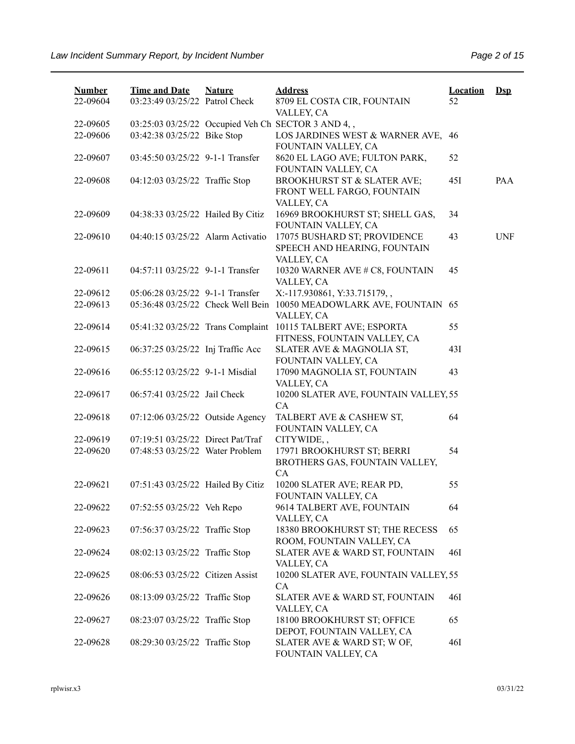| Number | Time and Date | Nature | Address | Location | Dsp |
|---|---|---|---|---|---|
| 22-09604 | 03:23:49 03/25/22 | Patrol Check | 8709 EL COSTA CIR, FOUNTAIN VALLEY, CA | 52 | |
| 22-09605 | 03:25:03 03/25/22 | Occupied Veh Ch | SECTOR 3 AND 4, , | | |
| 22-09606 | 03:42:38 03/25/22 | Bike Stop | LOS JARDINES WEST & WARNER AVE, FOUNTAIN VALLEY, CA | 46 | |
| 22-09607 | 03:45:50 03/25/22 | 9-1-1 Transfer | 8620 EL LAGO AVE; FULTON PARK, FOUNTAIN VALLEY, CA | 52 | |
| 22-09608 | 04:12:03 03/25/22 | Traffic Stop | BROOKHURST ST & SLATER AVE; FRONT WELL FARGO, FOUNTAIN VALLEY, CA | 45I | PAA |
| 22-09609 | 04:38:33 03/25/22 | Hailed By Citiz | 16969 BROOKHURST ST; SHELL GAS, FOUNTAIN VALLEY, CA | 34 | |
| 22-09610 | 04:40:15 03/25/22 | Alarm Activatio | 17075 BUSHARD ST; PROVIDENCE SPEECH AND HEARING, FOUNTAIN VALLEY, CA | 43 | UNF |
| 22-09611 | 04:57:11 03/25/22 | 9-1-1 Transfer | 10320 WARNER AVE # C8, FOUNTAIN VALLEY, CA | 45 | |
| 22-09612 | 05:06:28 03/25/22 | 9-1-1 Transfer | X:-117.930861, Y:33.715179, , | | |
| 22-09613 | 05:36:48 03/25/22 | Check Well Bein | 10050 MEADOWLARK AVE, FOUNTAIN VALLEY, CA | 65 | |
| 22-09614 | 05:41:32 03/25/22 | Trans Complaint | 10115 TALBERT AVE; ESPORTA FITNESS, FOUNTAIN VALLEY, CA | 55 | |
| 22-09615 | 06:37:25 03/25/22 | Inj Traffic Acc | SLATER AVE & MAGNOLIA ST, FOUNTAIN VALLEY, CA | 43I | |
| 22-09616 | 06:55:12 03/25/22 | 9-1-1 Misdial | 17090 MAGNOLIA ST, FOUNTAIN VALLEY, CA | 43 | |
| 22-09617 | 06:57:41 03/25/22 | Jail Check | 10200 SLATER AVE, FOUNTAIN VALLEY, CA | 55 | |
| 22-09618 | 07:12:06 03/25/22 | Outside Agency | TALBERT AVE & CASHEW ST, FOUNTAIN VALLEY, CA | 64 | |
| 22-09619 | 07:19:51 03/25/22 | Direct Pat/Traf | CITYWIDE, , | | |
| 22-09620 | 07:48:53 03/25/22 | Water Problem | 17971 BROOKHURST ST; BERRI BROTHERS GAS, FOUNTAIN VALLEY, CA | 54 | |
| 22-09621 | 07:51:43 03/25/22 | Hailed By Citiz | 10200 SLATER AVE; REAR PD, FOUNTAIN VALLEY, CA | 55 | |
| 22-09622 | 07:52:55 03/25/22 | Veh Repo | 9614 TALBERT AVE, FOUNTAIN VALLEY, CA | 64 | |
| 22-09623 | 07:56:37 03/25/22 | Traffic Stop | 18380 BROOKHURST ST; THE RECESS ROOM, FOUNTAIN VALLEY, CA | 65 | |
| 22-09624 | 08:02:13 03/25/22 | Traffic Stop | SLATER AVE & WARD ST, FOUNTAIN VALLEY, CA | 46I | |
| 22-09625 | 08:06:53 03/25/22 | Citizen Assist | 10200 SLATER AVE, FOUNTAIN VALLEY, CA | 55 | |
| 22-09626 | 08:13:09 03/25/22 | Traffic Stop | SLATER AVE & WARD ST, FOUNTAIN VALLEY, CA | 46I | |
| 22-09627 | 08:23:07 03/25/22 | Traffic Stop | 18100 BROOKHURST ST; OFFICE DEPOT, FOUNTAIN VALLEY, CA | 65 | |
| 22-09628 | 08:29:30 03/25/22 | Traffic Stop | SLATER AVE & WARD ST; W OF, FOUNTAIN VALLEY, CA | 46I | |

rplwisr.x3 03/31/22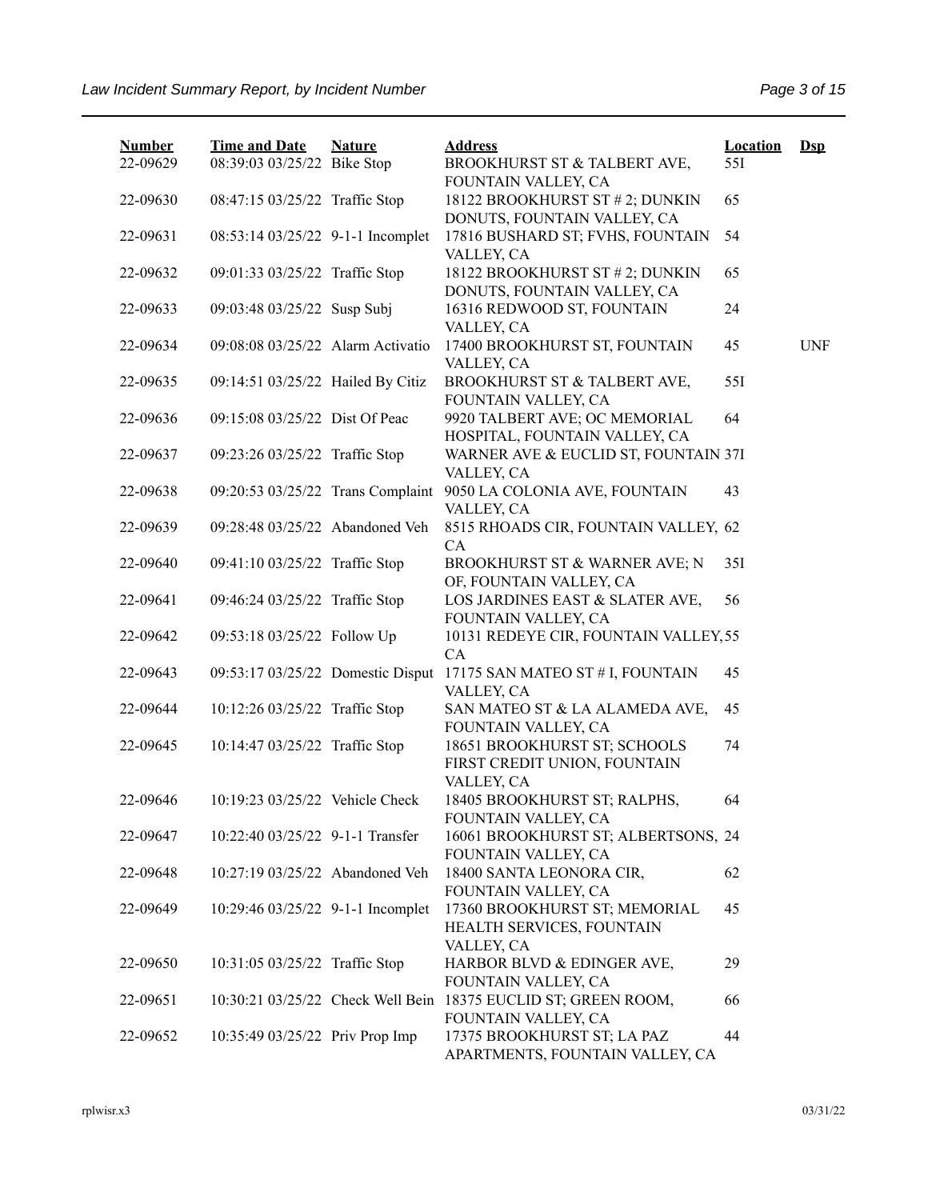| Number | Time and Date | Nature | Address | Location | Dsp |
| --- | --- | --- | --- | --- | --- |
| 22-09629 | 08:39:03 03/25/22 | Bike Stop | BROOKHURST ST & TALBERT AVE, FOUNTAIN VALLEY, CA | 55I | |
| 22-09630 | 08:47:15 03/25/22 | Traffic Stop | 18122 BROOKHURST ST # 2; DUNKIN DONUTS, FOUNTAIN VALLEY, CA | 65 | |
| 22-09631 | 08:53:14 03/25/22 | 9-1-1 Incomplet | 17816 BUSHARD ST; FVHS, FOUNTAIN VALLEY, CA | 54 | |
| 22-09632 | 09:01:33 03/25/22 | Traffic Stop | 18122 BROOKHURST ST # 2; DUNKIN DONUTS, FOUNTAIN VALLEY, CA | 65 | |
| 22-09633 | 09:03:48 03/25/22 | Susp Subj | 16316 REDWOOD ST, FOUNTAIN VALLEY, CA | 24 | |
| 22-09634 | 09:08:08 03/25/22 | Alarm Activatio | 17400 BROOKHURST ST, FOUNTAIN VALLEY, CA | 45 | UNF |
| 22-09635 | 09:14:51 03/25/22 | Hailed By Citiz | BROOKHURST ST & TALBERT AVE, FOUNTAIN VALLEY, CA | 55I | |
| 22-09636 | 09:15:08 03/25/22 | Dist Of Peac | 9920 TALBERT AVE; OC MEMORIAL HOSPITAL, FOUNTAIN VALLEY, CA | 64 | |
| 22-09637 | 09:23:26 03/25/22 | Traffic Stop | WARNER AVE & EUCLID ST, FOUNTAIN VALLEY, CA | 37I | |
| 22-09638 | 09:20:53 03/25/22 | Trans Complaint | 9050 LA COLONIA AVE, FOUNTAIN VALLEY, CA | 43 | |
| 22-09639 | 09:28:48 03/25/22 | Abandoned Veh | 8515 RHOADS CIR, FOUNTAIN VALLEY, CA | 62 | |
| 22-09640 | 09:41:10 03/25/22 | Traffic Stop | BROOKHURST ST & WARNER AVE; N OF, FOUNTAIN VALLEY, CA | 35I | |
| 22-09641 | 09:46:24 03/25/22 | Traffic Stop | LOS JARDINES EAST & SLATER AVE, FOUNTAIN VALLEY, CA | 56 | |
| 22-09642 | 09:53:18 03/25/22 | Follow Up | 10131 REDEYE CIR, FOUNTAIN VALLEY, CA | 55 | |
| 22-09643 | 09:53:17 03/25/22 | Domestic Disput | 17175 SAN MATEO ST # I, FOUNTAIN VALLEY, CA | 45 | |
| 22-09644 | 10:12:26 03/25/22 | Traffic Stop | SAN MATEO ST & LA ALAMEDA AVE, FOUNTAIN VALLEY, CA | 45 | |
| 22-09645 | 10:14:47 03/25/22 | Traffic Stop | 18651 BROOKHURST ST; SCHOOLS FIRST CREDIT UNION, FOUNTAIN VALLEY, CA | 74 | |
| 22-09646 | 10:19:23 03/25/22 | Vehicle Check | 18405 BROOKHURST ST; RALPHS, FOUNTAIN VALLEY, CA | 64 | |
| 22-09647 | 10:22:40 03/25/22 | 9-1-1 Transfer | 16061 BROOKHURST ST; ALBERTSONS, FOUNTAIN VALLEY, CA | 24 | |
| 22-09648 | 10:27:19 03/25/22 | Abandoned Veh | 18400 SANTA LEONORA CIR, FOUNTAIN VALLEY, CA | 62 | |
| 22-09649 | 10:29:46 03/25/22 | 9-1-1 Incomplet | 17360 BROOKHURST ST; MEMORIAL HEALTH SERVICES, FOUNTAIN VALLEY, CA | 45 | |
| 22-09650 | 10:31:05 03/25/22 | Traffic Stop | HARBOR BLVD & EDINGER AVE, FOUNTAIN VALLEY, CA | 29 | |
| 22-09651 | 10:30:21 03/25/22 | Check Well Bein | 18375 EUCLID ST; GREEN ROOM, FOUNTAIN VALLEY, CA | 66 | |
| 22-09652 | 10:35:49 03/25/22 | Priv Prop Imp | 17375 BROOKHURST ST; LA PAZ APARTMENTS, FOUNTAIN VALLEY, CA | 44 | |

rplwisr.x3 03/31/22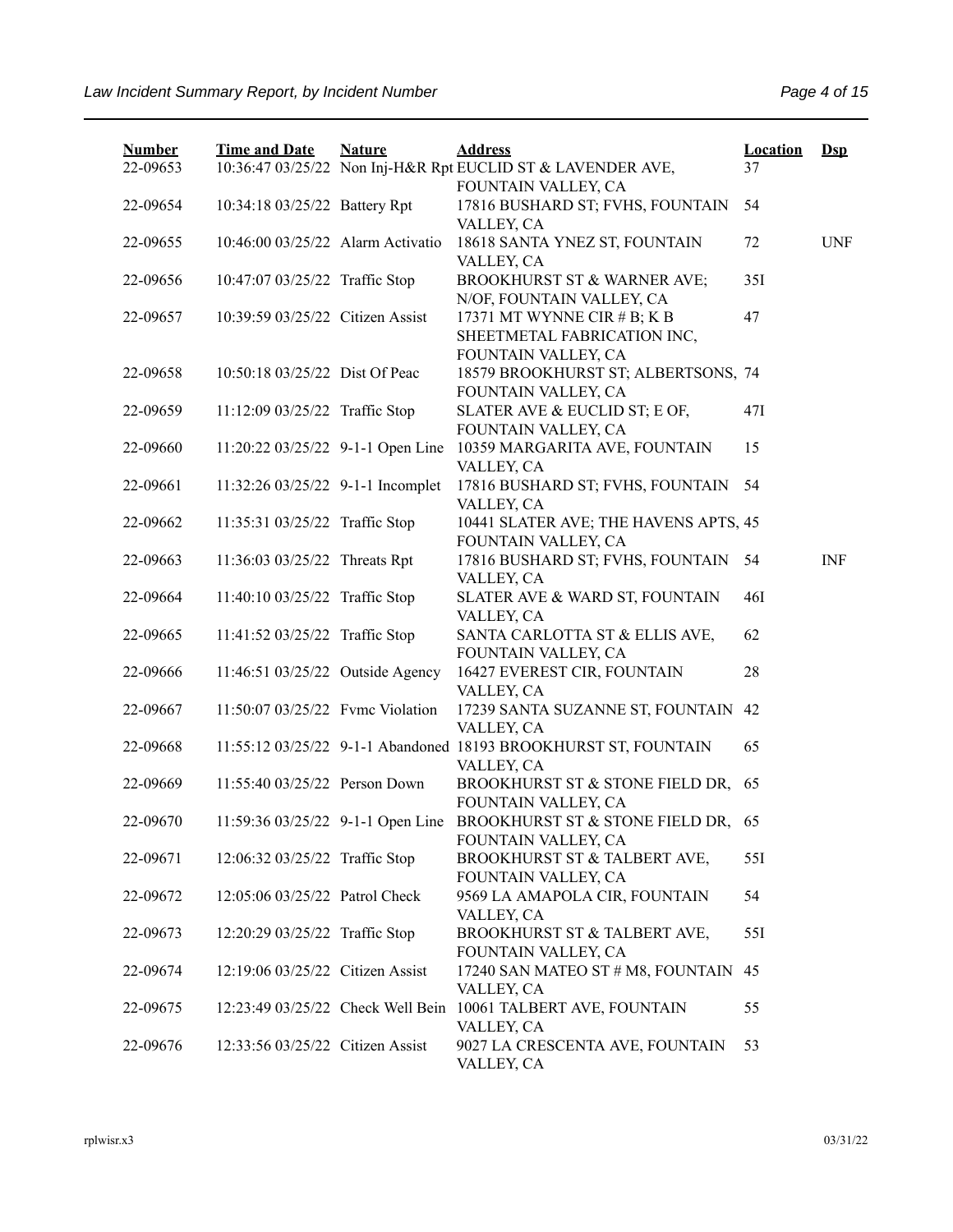| Number | Time and Date | Nature | Address | Location | Dsp |
|---|---|---|---|---|---|
| 22-09653 | 10:36:47 03/25/22 | Non Inj-H&R Rpt | EUCLID ST & LAVENDER AVE, FOUNTAIN VALLEY, CA | 37 | |
| 22-09654 | 10:34:18 03/25/22 | Battery Rpt | 17816 BUSHARD ST; FVHS, FOUNTAIN VALLEY, CA | 54 | |
| 22-09655 | 10:46:00 03/25/22 | Alarm Activatio | 18618 SANTA YNEZ ST, FOUNTAIN VALLEY, CA | 72 | UNF |
| 22-09656 | 10:47:07 03/25/22 | Traffic Stop | BROOKHURST ST & WARNER AVE; N/OF, FOUNTAIN VALLEY, CA | 35I | |
| 22-09657 | 10:39:59 03/25/22 | Citizen Assist | 17371 MT WYNNE CIR # B; K B SHEETMETAL FABRICATION INC, FOUNTAIN VALLEY, CA | 47 | |
| 22-09658 | 10:50:18 03/25/22 | Dist Of Peac | 18579 BROOKHURST ST; ALBERTSONS, FOUNTAIN VALLEY, CA | 74 | |
| 22-09659 | 11:12:09 03/25/22 | Traffic Stop | SLATER AVE & EUCLID ST; E OF, FOUNTAIN VALLEY, CA | 47I | |
| 22-09660 | 11:20:22 03/25/22 | 9-1-1 Open Line | 10359 MARGARITA AVE, FOUNTAIN VALLEY, CA | 15 | |
| 22-09661 | 11:32:26 03/25/22 | 9-1-1 Incomplet | 17816 BUSHARD ST; FVHS, FOUNTAIN VALLEY, CA | 54 | |
| 22-09662 | 11:35:31 03/25/22 | Traffic Stop | 10441 SLATER AVE; THE HAVENS APTS, FOUNTAIN VALLEY, CA | 45 | |
| 22-09663 | 11:36:03 03/25/22 | Threats Rpt | 17816 BUSHARD ST; FVHS, FOUNTAIN VALLEY, CA | 54 | INF |
| 22-09664 | 11:40:10 03/25/22 | Traffic Stop | SLATER AVE & WARD ST, FOUNTAIN VALLEY, CA | 46I | |
| 22-09665 | 11:41:52 03/25/22 | Traffic Stop | SANTA CARLOTTA ST & ELLIS AVE, FOUNTAIN VALLEY, CA | 62 | |
| 22-09666 | 11:46:51 03/25/22 | Outside Agency | 16427 EVEREST CIR, FOUNTAIN VALLEY, CA | 28 | |
| 22-09667 | 11:50:07 03/25/22 | Fvmc Violation | 17239 SANTA SUZANNE ST, FOUNTAIN VALLEY, CA | 42 | |
| 22-09668 | 11:55:12 03/25/22 | 9-1-1 Abandoned | 18193 BROOKHURST ST, FOUNTAIN VALLEY, CA | 65 | |
| 22-09669 | 11:55:40 03/25/22 | Person Down | BROOKHURST ST & STONE FIELD DR, FOUNTAIN VALLEY, CA | 65 | |
| 22-09670 | 11:59:36 03/25/22 | 9-1-1 Open Line | BROOKHURST ST & STONE FIELD DR, FOUNTAIN VALLEY, CA | 65 | |
| 22-09671 | 12:06:32 03/25/22 | Traffic Stop | BROOKHURST ST & TALBERT AVE, FOUNTAIN VALLEY, CA | 55I | |
| 22-09672 | 12:05:06 03/25/22 | Patrol Check | 9569 LA AMAPOLA CIR, FOUNTAIN VALLEY, CA | 54 | |
| 22-09673 | 12:20:29 03/25/22 | Traffic Stop | BROOKHURST ST & TALBERT AVE, FOUNTAIN VALLEY, CA | 55I | |
| 22-09674 | 12:19:06 03/25/22 | Citizen Assist | 17240 SAN MATEO ST # M8, FOUNTAIN VALLEY, CA | 45 | |
| 22-09675 | 12:23:49 03/25/22 | Check Well Bein | 10061 TALBERT AVE, FOUNTAIN VALLEY, CA | 55 | |
| 22-09676 | 12:33:56 03/25/22 | Citizen Assist | 9027 LA CRESCENTA AVE, FOUNTAIN VALLEY, CA | 53 | |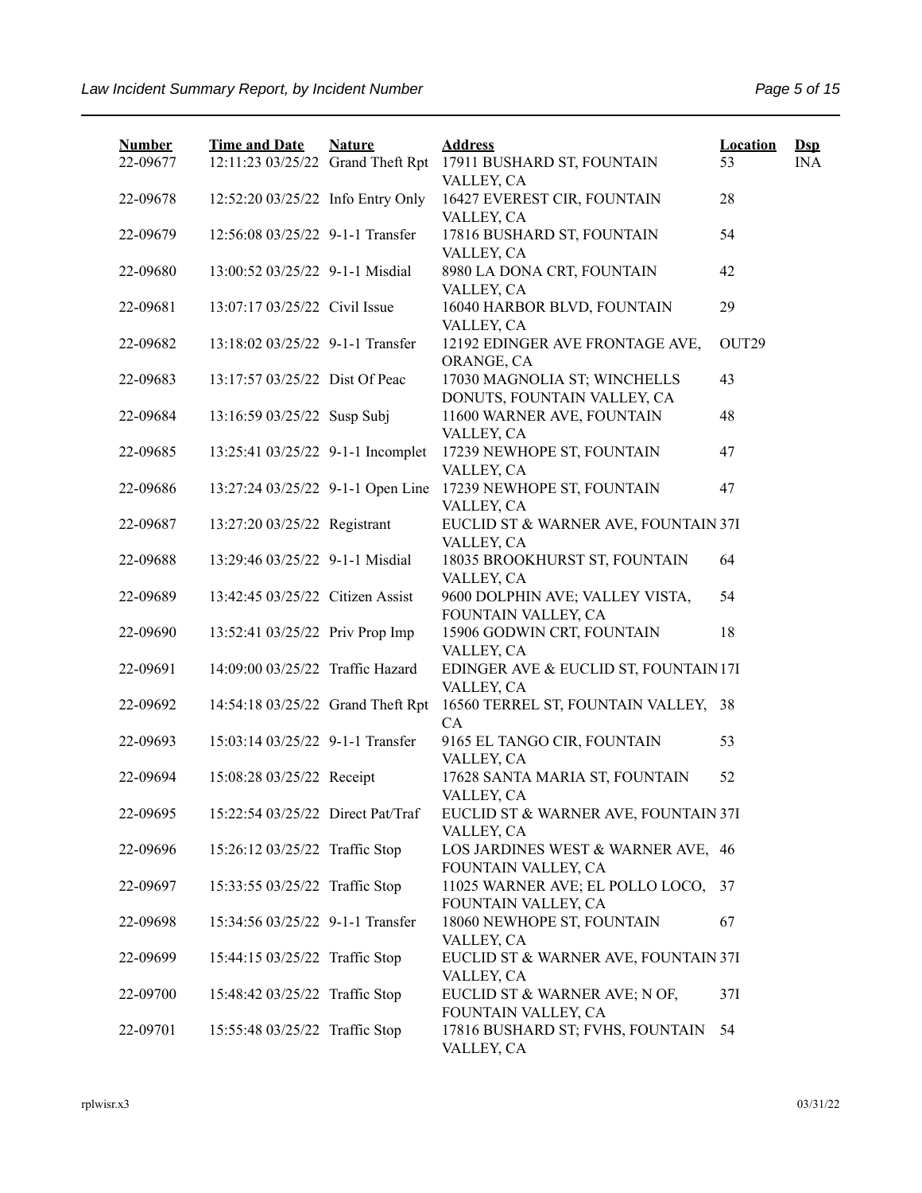| Number | Time and Date | Nature | Address | Location | Dsp |
|---|---|---|---|---|---|
| 22-09677 | 12:11:23 03/25/22 | Grand Theft Rpt | 17911 BUSHARD ST, FOUNTAIN VALLEY, CA | 53 | INA |
| 22-09678 | 12:52:20 03/25/22 | Info Entry Only | 16427 EVEREST CIR, FOUNTAIN VALLEY, CA | 28 | |
| 22-09679 | 12:56:08 03/25/22 | 9-1-1 Transfer | 17816 BUSHARD ST, FOUNTAIN VALLEY, CA | 54 | |
| 22-09680 | 13:00:52 03/25/22 | 9-1-1 Misdial | 8980 LA DONA CRT, FOUNTAIN VALLEY, CA | 42 | |
| 22-09681 | 13:07:17 03/25/22 | Civil Issue | 16040 HARBOR BLVD, FOUNTAIN VALLEY, CA | 29 | |
| 22-09682 | 13:18:02 03/25/22 | 9-1-1 Transfer | 12192 EDINGER AVE FRONTAGE AVE, ORANGE, CA | OUT29 | |
| 22-09683 | 13:17:57 03/25/22 | Dist Of Peac | 17030 MAGNOLIA ST; WINCHELLS DONUTS, FOUNTAIN VALLEY, CA | 43 | |
| 22-09684 | 13:16:59 03/25/22 | Susp Subj | 11600 WARNER AVE, FOUNTAIN VALLEY, CA | 48 | |
| 22-09685 | 13:25:41 03/25/22 | 9-1-1 Incomplet | 17239 NEWHOPE ST, FOUNTAIN VALLEY, CA | 47 | |
| 22-09686 | 13:27:24 03/25/22 | 9-1-1 Open Line | 17239 NEWHOPE ST, FOUNTAIN VALLEY, CA | 47 | |
| 22-09687 | 13:27:20 03/25/22 | Registrant | EUCLID ST & WARNER AVE, FOUNTAIN VALLEY, CA | 37I | |
| 22-09688 | 13:29:46 03/25/22 | 9-1-1 Misdial | 18035 BROOKHURST ST, FOUNTAIN VALLEY, CA | 64 | |
| 22-09689 | 13:42:45 03/25/22 | Citizen Assist | 9600 DOLPHIN AVE; VALLEY VISTA, FOUNTAIN VALLEY, CA | 54 | |
| 22-09690 | 13:52:41 03/25/22 | Priv Prop Imp | 15906 GODWIN CRT, FOUNTAIN VALLEY, CA | 18 | |
| 22-09691 | 14:09:00 03/25/22 | Traffic Hazard | EDINGER AVE & EUCLID ST, FOUNTAIN VALLEY, CA | 17I | |
| 22-09692 | 14:54:18 03/25/22 | Grand Theft Rpt | 16560 TERREL ST, FOUNTAIN VALLEY, CA | 38 | |
| 22-09693 | 15:03:14 03/25/22 | 9-1-1 Transfer | 9165 EL TANGO CIR, FOUNTAIN VALLEY, CA | 53 | |
| 22-09694 | 15:08:28 03/25/22 | Receipt | 17628 SANTA MARIA ST, FOUNTAIN VALLEY, CA | 52 | |
| 22-09695 | 15:22:54 03/25/22 | Direct Pat/Traf | EUCLID ST & WARNER AVE, FOUNTAIN VALLEY, CA | 37I | |
| 22-09696 | 15:26:12 03/25/22 | Traffic Stop | LOS JARDINES WEST & WARNER AVE, FOUNTAIN VALLEY, CA | 46 | |
| 22-09697 | 15:33:55 03/25/22 | Traffic Stop | 11025 WARNER AVE; EL POLLO LOCO, FOUNTAIN VALLEY, CA | 37 | |
| 22-09698 | 15:34:56 03/25/22 | 9-1-1 Transfer | 18060 NEWHOPE ST, FOUNTAIN VALLEY, CA | 67 | |
| 22-09699 | 15:44:15 03/25/22 | Traffic Stop | EUCLID ST & WARNER AVE, FOUNTAIN VALLEY, CA | 37I | |
| 22-09700 | 15:48:42 03/25/22 | Traffic Stop | EUCLID ST & WARNER AVE; N OF, FOUNTAIN VALLEY, CA | 37I | |
| 22-09701 | 15:55:48 03/25/22 | Traffic Stop | 17816 BUSHARD ST; FVHS, FOUNTAIN VALLEY, CA | 54 | |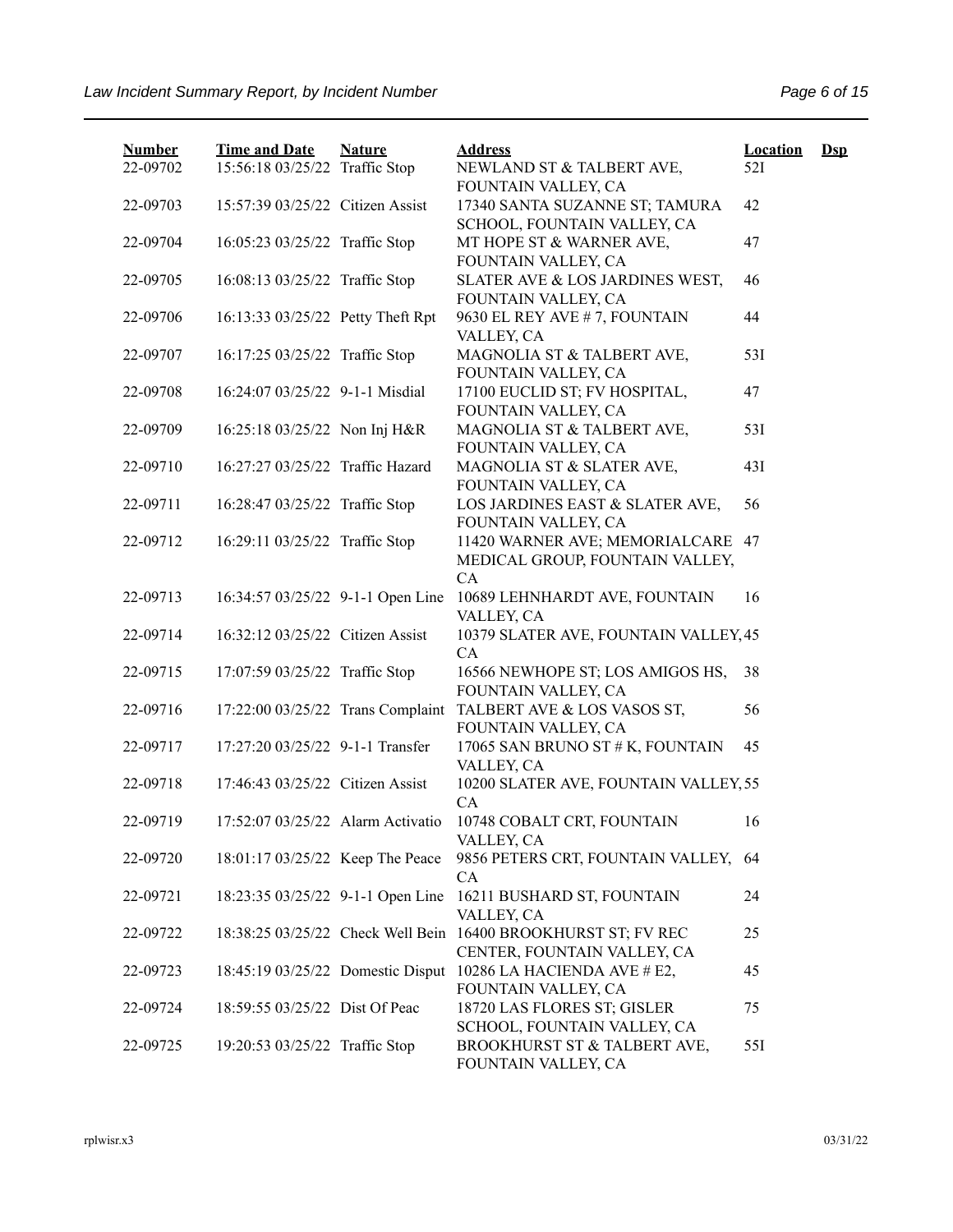| Number | Time and Date | Nature | Address | Location | Dsp |
|---|---|---|---|---|---|
| 22-09702 | 15:56:18 03/25/22 | Traffic Stop | NEWLAND ST & TALBERT AVE, FOUNTAIN VALLEY, CA | 52I | |
| 22-09703 | 15:57:39 03/25/22 | Citizen Assist | 17340 SANTA SUZANNE ST; TAMURA SCHOOL, FOUNTAIN VALLEY, CA | 42 | |
| 22-09704 | 16:05:23 03/25/22 | Traffic Stop | MT HOPE ST & WARNER AVE, FOUNTAIN VALLEY, CA | 47 | |
| 22-09705 | 16:08:13 03/25/22 | Traffic Stop | SLATER AVE & LOS JARDINES WEST, FOUNTAIN VALLEY, CA | 46 | |
| 22-09706 | 16:13:33 03/25/22 | Petty Theft Rpt | 9630 EL REY AVE # 7, FOUNTAIN VALLEY, CA | 44 | |
| 22-09707 | 16:17:25 03/25/22 | Traffic Stop | MAGNOLIA ST & TALBERT AVE, FOUNTAIN VALLEY, CA | 53I | |
| 22-09708 | 16:24:07 03/25/22 | 9-1-1 Misdial | 17100 EUCLID ST; FV HOSPITAL, FOUNTAIN VALLEY, CA | 47 | |
| 22-09709 | 16:25:18 03/25/22 | Non Inj H&R | MAGNOLIA ST & TALBERT AVE, FOUNTAIN VALLEY, CA | 53I | |
| 22-09710 | 16:27:27 03/25/22 | Traffic Hazard | MAGNOLIA ST & SLATER AVE, FOUNTAIN VALLEY, CA | 43I | |
| 22-09711 | 16:28:47 03/25/22 | Traffic Stop | LOS JARDINES EAST & SLATER AVE, FOUNTAIN VALLEY, CA | 56 | |
| 22-09712 | 16:29:11 03/25/22 | Traffic Stop | 11420 WARNER AVE; MEMORIALCARE MEDICAL GROUP, FOUNTAIN VALLEY, CA | 47 | |
| 22-09713 | 16:34:57 03/25/22 | 9-1-1 Open Line | 10689 LEHNHARDT AVE, FOUNTAIN VALLEY, CA | 16 | |
| 22-09714 | 16:32:12 03/25/22 | Citizen Assist | 10379 SLATER AVE, FOUNTAIN VALLEY, CA | 45 | |
| 22-09715 | 17:07:59 03/25/22 | Traffic Stop | 16566 NEWHOPE ST; LOS AMIGOS HS, FOUNTAIN VALLEY, CA | 38 | |
| 22-09716 | 17:22:00 03/25/22 | Trans Complaint | TALBERT AVE & LOS VASOS ST, FOUNTAIN VALLEY, CA | 56 | |
| 22-09717 | 17:27:20 03/25/22 | 9-1-1 Transfer | 17065 SAN BRUNO ST # K, FOUNTAIN VALLEY, CA | 45 | |
| 22-09718 | 17:46:43 03/25/22 | Citizen Assist | 10200 SLATER AVE, FOUNTAIN VALLEY, CA | 55 | |
| 22-09719 | 17:52:07 03/25/22 | Alarm Activatio | 10748 COBALT CRT, FOUNTAIN VALLEY, CA | 16 | |
| 22-09720 | 18:01:17 03/25/22 | Keep The Peace | 9856 PETERS CRT, FOUNTAIN VALLEY, CA | 64 | |
| 22-09721 | 18:23:35 03/25/22 | 9-1-1 Open Line | 16211 BUSHARD ST, FOUNTAIN VALLEY, CA | 24 | |
| 22-09722 | 18:38:25 03/25/22 | Check Well Bein | 16400 BROOKHURST ST; FV REC CENTER, FOUNTAIN VALLEY, CA | 25 | |
| 22-09723 | 18:45:19 03/25/22 | Domestic Disput | 10286 LA HACIENDA AVE # E2, FOUNTAIN VALLEY, CA | 45 | |
| 22-09724 | 18:59:55 03/25/22 | Dist Of Peac | 18720 LAS FLORES ST; GISLER SCHOOL, FOUNTAIN VALLEY, CA | 75 | |
| 22-09725 | 19:20:53 03/25/22 | Traffic Stop | BROOKHURST ST & TALBERT AVE, FOUNTAIN VALLEY, CA | 55I | |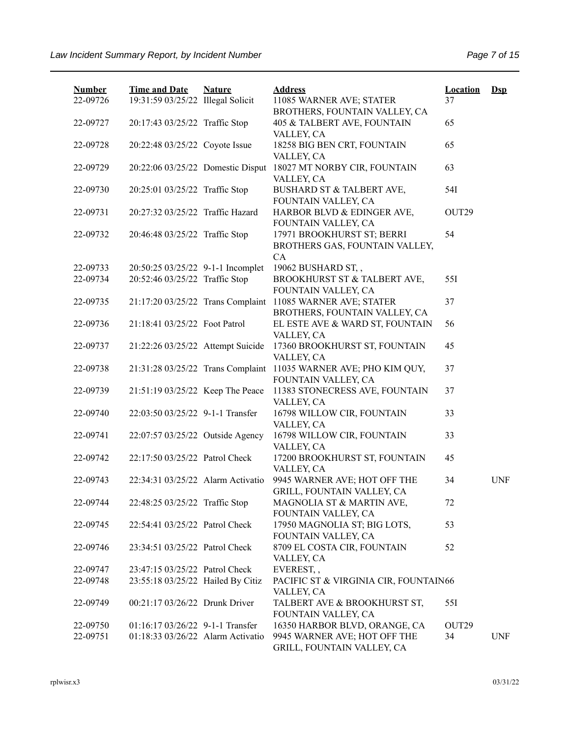| Number | Time and Date | Nature | Address | Location | Dsp |
|---|---|---|---|---|---|
| 22-09726 | 19:31:59 03/25/22 | Illegal Solicit | 11085 WARNER AVE; STATER BROTHERS, FOUNTAIN VALLEY, CA | 37 | |
| 22-09727 | 20:17:43 03/25/22 | Traffic Stop | 405 & TALBERT AVE, FOUNTAIN VALLEY, CA | 65 | |
| 22-09728 | 20:22:48 03/25/22 | Coyote Issue | 18258 BIG BEN CRT, FOUNTAIN VALLEY, CA | 65 | |
| 22-09729 | 20:22:06 03/25/22 | Domestic Disput | 18027 MT NORBY CIR, FOUNTAIN VALLEY, CA | 63 | |
| 22-09730 | 20:25:01 03/25/22 | Traffic Stop | BUSHARD ST & TALBERT AVE, FOUNTAIN VALLEY, CA | 54I | |
| 22-09731 | 20:27:32 03/25/22 | Traffic Hazard | HARBOR BLVD & EDINGER AVE, FOUNTAIN VALLEY, CA | OUT29 | |
| 22-09732 | 20:46:48 03/25/22 | Traffic Stop | 17971 BROOKHURST ST; BERRI BROTHERS GAS, FOUNTAIN VALLEY, CA | 54 | |
| 22-09733 | 20:50:25 03/25/22 | 9-1-1 Incomplet | 19062 BUSHARD ST, , | | |
| 22-09734 | 20:52:46 03/25/22 | Traffic Stop | BROOKHURST ST & TALBERT AVE, FOUNTAIN VALLEY, CA | 55I | |
| 22-09735 | 21:17:20 03/25/22 | Trans Complaint | 11085 WARNER AVE; STATER BROTHERS, FOUNTAIN VALLEY, CA | 37 | |
| 22-09736 | 21:18:41 03/25/22 | Foot Patrol | EL ESTE AVE & WARD ST, FOUNTAIN VALLEY, CA | 56 | |
| 22-09737 | 21:22:26 03/25/22 | Attempt Suicide | 17360 BROOKHURST ST, FOUNTAIN VALLEY, CA | 45 | |
| 22-09738 | 21:31:28 03/25/22 | Trans Complaint | 11035 WARNER AVE; PHO KIM QUY, FOUNTAIN VALLEY, CA | 37 | |
| 22-09739 | 21:51:19 03/25/22 | Keep The Peace | 11383 STONECRESS AVE, FOUNTAIN VALLEY, CA | 37 | |
| 22-09740 | 22:03:50 03/25/22 | 9-1-1 Transfer | 16798 WILLOW CIR, FOUNTAIN VALLEY, CA | 33 | |
| 22-09741 | 22:07:57 03/25/22 | Outside Agency | 16798 WILLOW CIR, FOUNTAIN VALLEY, CA | 33 | |
| 22-09742 | 22:17:50 03/25/22 | Patrol Check | 17200 BROOKHURST ST, FOUNTAIN VALLEY, CA | 45 | |
| 22-09743 | 22:34:31 03/25/22 | Alarm Activatio | 9945 WARNER AVE; HOT OFF THE GRILL, FOUNTAIN VALLEY, CA | 34 | UNF |
| 22-09744 | 22:48:25 03/25/22 | Traffic Stop | MAGNOLIA ST & MARTIN AVE, FOUNTAIN VALLEY, CA | 72 | |
| 22-09745 | 22:54:41 03/25/22 | Patrol Check | 17950 MAGNOLIA ST; BIG LOTS, FOUNTAIN VALLEY, CA | 53 | |
| 22-09746 | 23:34:51 03/25/22 | Patrol Check | 8709 EL COSTA CIR, FOUNTAIN VALLEY, CA | 52 | |
| 22-09747 | 23:47:15 03/25/22 | Patrol Check | EVEREST, , | | |
| 22-09748 | 23:55:18 03/25/22 | Hailed By Citiz | PACIFIC ST & VIRGINIA CIR, FOUNTAIN VALLEY, CA | 66 | |
| 22-09749 | 00:21:17 03/26/22 | Drunk Driver | TALBERT AVE & BROOKHURST ST, FOUNTAIN VALLEY, CA | 55I | |
| 22-09750 | 01:16:17 03/26/22 | 9-1-1 Transfer | 16350 HARBOR BLVD, ORANGE, CA | OUT29 | |
| 22-09751 | 01:18:33 03/26/22 | Alarm Activatio | 9945 WARNER AVE; HOT OFF THE GRILL, FOUNTAIN VALLEY, CA | 34 | UNF |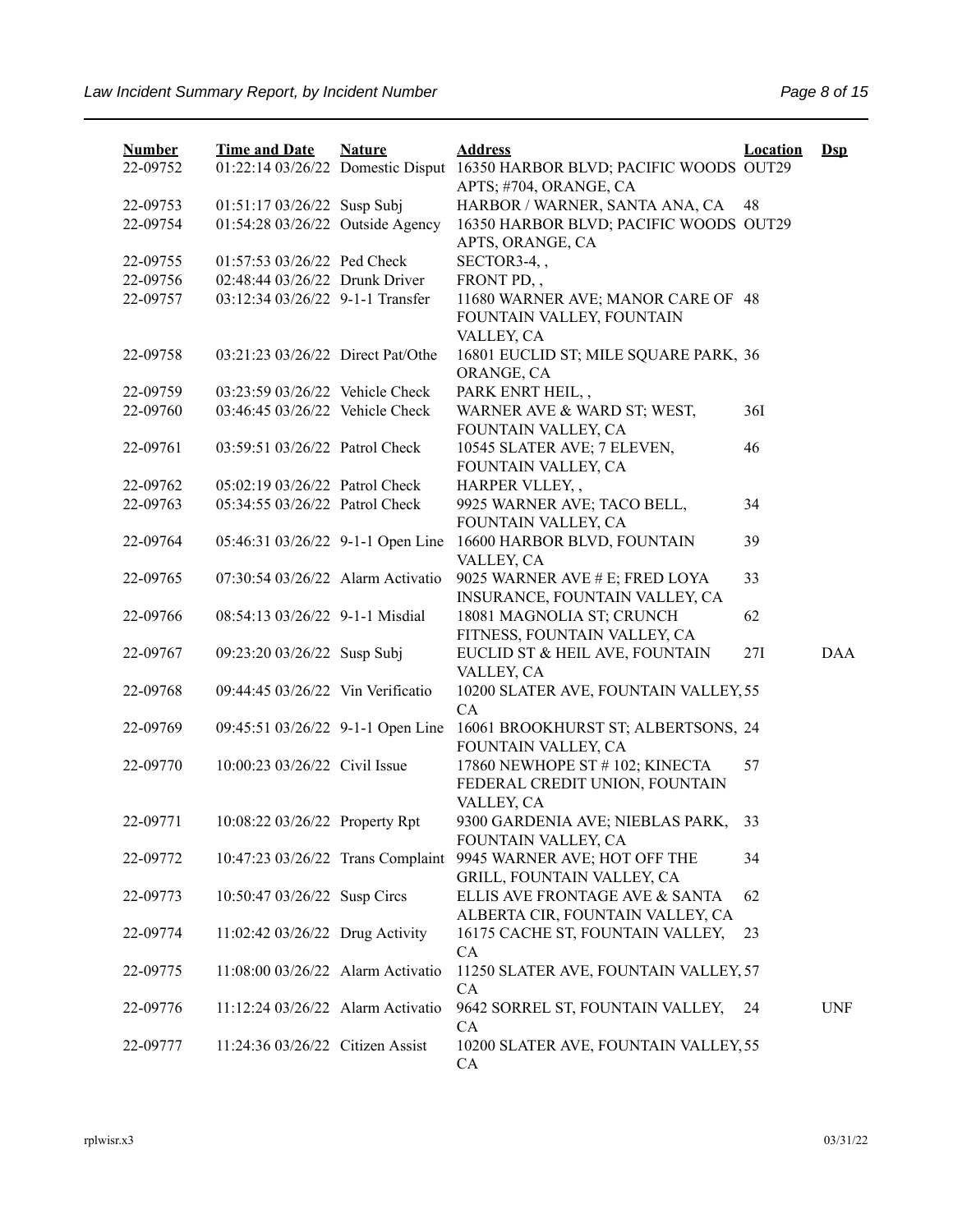| Number | Time and Date | Nature | Address | Location | Dsp |
|---|---|---|---|---|---|
| 22-09752 | 01:22:14 03/26/22 | Domestic Disput | 16350 HARBOR BLVD; PACIFIC WOODS APTS; #704, ORANGE, CA | OUT29 | |
| 22-09753 | 01:51:17 03/26/22 | Susp Subj | HARBOR / WARNER, SANTA ANA, CA | 48 | |
| 22-09754 | 01:54:28 03/26/22 | Outside Agency | 16350 HARBOR BLVD; PACIFIC WOODS APTS, ORANGE, CA | OUT29 | |
| 22-09755 | 01:57:53 03/26/22 | Ped Check | SECTOR3-4, , | | |
| 22-09756 | 02:48:44 03/26/22 | Drunk Driver | FRONT PD, , | | |
| 22-09757 | 03:12:34 03/26/22 | 9-1-1 Transfer | 11680 WARNER AVE; MANOR CARE OF FOUNTAIN VALLEY, FOUNTAIN VALLEY, CA | 48 | |
| 22-09758 | 03:21:23 03/26/22 | Direct Pat/Othe | 16801 EUCLID ST; MILE SQUARE PARK, ORANGE, CA | 36 | |
| 22-09759 | 03:23:59 03/26/22 | Vehicle Check | PARK ENRT HEIL, , | | |
| 22-09760 | 03:46:45 03/26/22 | Vehicle Check | WARNER AVE & WARD ST; WEST, FOUNTAIN VALLEY, CA | 36I | |
| 22-09761 | 03:59:51 03/26/22 | Patrol Check | 10545 SLATER AVE; 7 ELEVEN, FOUNTAIN VALLEY, CA | 46 | |
| 22-09762 | 05:02:19 03/26/22 | Patrol Check | HARPER VLLEY, , | | |
| 22-09763 | 05:34:55 03/26/22 | Patrol Check | 9925 WARNER AVE; TACO BELL, FOUNTAIN VALLEY, CA | 34 | |
| 22-09764 | 05:46:31 03/26/22 | 9-1-1 Open Line | 16600 HARBOR BLVD, FOUNTAIN VALLEY, CA | 39 | |
| 22-09765 | 07:30:54 03/26/22 | Alarm Activatio | 9025 WARNER AVE # E; FRED LOYA INSURANCE, FOUNTAIN VALLEY, CA | 33 | |
| 22-09766 | 08:54:13 03/26/22 | 9-1-1 Misdial | 18081 MAGNOLIA ST; CRUNCH FITNESS, FOUNTAIN VALLEY, CA | 62 | |
| 22-09767 | 09:23:20 03/26/22 | Susp Subj | EUCLID ST & HEIL AVE, FOUNTAIN VALLEY, CA | 27I | DAA |
| 22-09768 | 09:44:45 03/26/22 | Vin Verificatio | 10200 SLATER AVE, FOUNTAIN VALLEY, CA | 55 | |
| 22-09769 | 09:45:51 03/26/22 | 9-1-1 Open Line | 16061 BROOKHURST ST; ALBERTSONS, FOUNTAIN VALLEY, CA | 24 | |
| 22-09770 | 10:00:23 03/26/22 | Civil Issue | 17860 NEWHOPE ST # 102; KINECTA FEDERAL CREDIT UNION, FOUNTAIN VALLEY, CA | 57 | |
| 22-09771 | 10:08:22 03/26/22 | Property Rpt | 9300 GARDENIA AVE; NIEBLAS PARK, FOUNTAIN VALLEY, CA | 33 | |
| 22-09772 | 10:47:23 03/26/22 | Trans Complaint | 9945 WARNER AVE; HOT OFF THE GRILL, FOUNTAIN VALLEY, CA | 34 | |
| 22-09773 | 10:50:47 03/26/22 | Susp Circs | ELLIS AVE FRONTAGE AVE & SANTA ALBERTA CIR, FOUNTAIN VALLEY, CA | 62 | |
| 22-09774 | 11:02:42 03/26/22 | Drug Activity | 16175 CACHE ST, FOUNTAIN VALLEY, CA | 23 | |
| 22-09775 | 11:08:00 03/26/22 | Alarm Activatio | 11250 SLATER AVE, FOUNTAIN VALLEY, CA | 57 | |
| 22-09776 | 11:12:24 03/26/22 | Alarm Activatio | 9642 SORREL ST, FOUNTAIN VALLEY, CA | 24 | UNF |
| 22-09777 | 11:24:36 03/26/22 | Citizen Assist | 10200 SLATER AVE, FOUNTAIN VALLEY, CA | 55 | |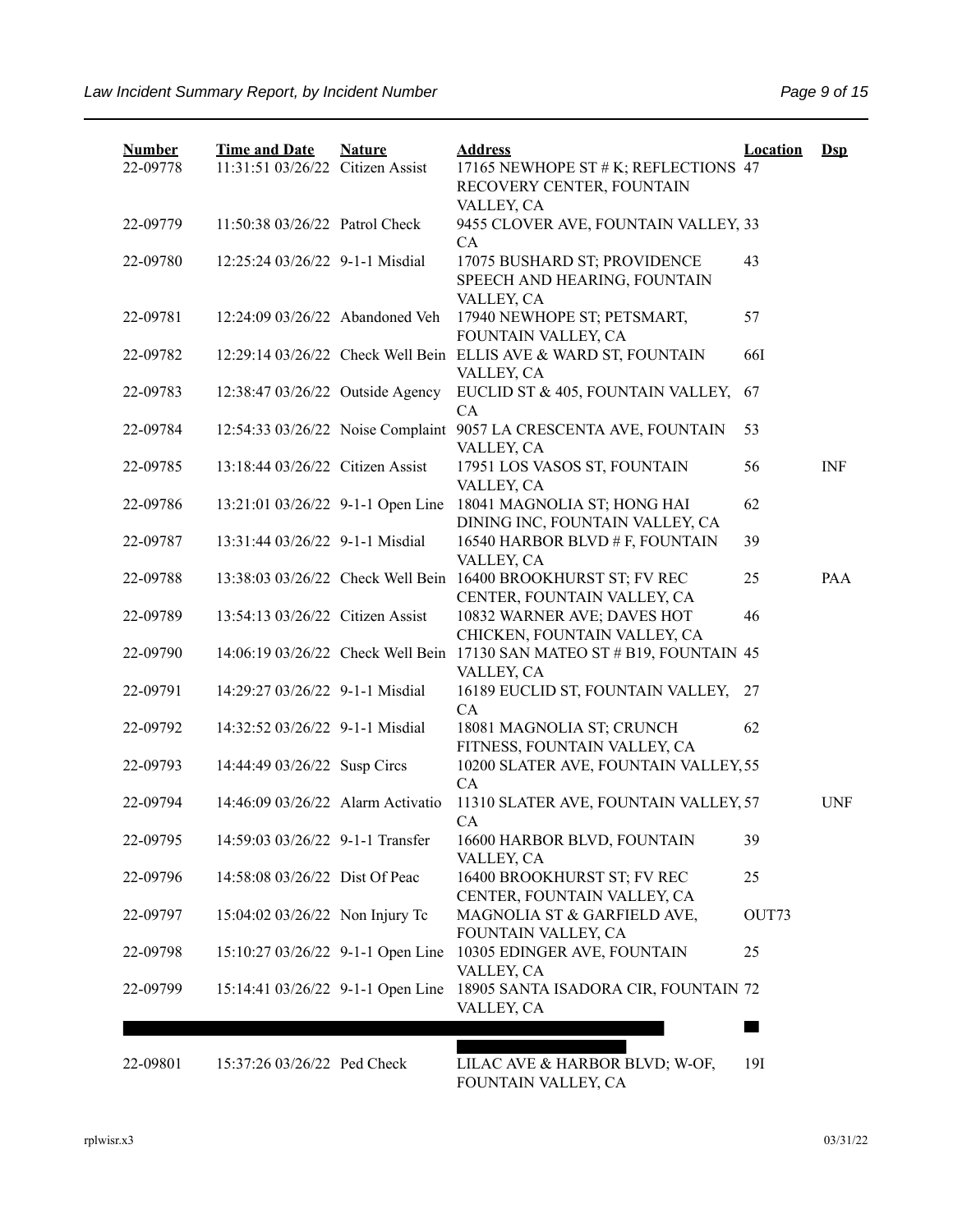| Number | Time and Date | Nature | Address | Location | Dsp |
|---|---|---|---|---|---|
| 22-09778 | 11:31:51 03/26/22 | Citizen Assist | 17165 NEWHOPE ST # K; REFLECTIONS RECOVERY CENTER, FOUNTAIN VALLEY, CA | 47 | |
| 22-09779 | 11:50:38 03/26/22 | Patrol Check | 9455 CLOVER AVE, FOUNTAIN VALLEY, CA | 33 | |
| 22-09780 | 12:25:24 03/26/22 | 9-1-1 Misdial | 17075 BUSHARD ST; PROVIDENCE SPEECH AND HEARING, FOUNTAIN VALLEY, CA | 43 | |
| 22-09781 | 12:24:09 03/26/22 | Abandoned Veh | 17940 NEWHOPE ST; PETSMART, FOUNTAIN VALLEY, CA | 57 | |
| 22-09782 | 12:29:14 03/26/22 | Check Well Bein | ELLIS AVE & WARD ST, FOUNTAIN VALLEY, CA | 66I | |
| 22-09783 | 12:38:47 03/26/22 | Outside Agency | EUCLID ST & 405, FOUNTAIN VALLEY, CA | 67 | |
| 22-09784 | 12:54:33 03/26/22 | Noise Complaint | 9057 LA CRESCENTA AVE, FOUNTAIN VALLEY, CA | 53 | |
| 22-09785 | 13:18:44 03/26/22 | Citizen Assist | 17951 LOS VASOS ST, FOUNTAIN VALLEY, CA | 56 | INF |
| 22-09786 | 13:21:01 03/26/22 | 9-1-1 Open Line | 18041 MAGNOLIA ST; HONG HAI DINING INC, FOUNTAIN VALLEY, CA | 62 | |
| 22-09787 | 13:31:44 03/26/22 | 9-1-1 Misdial | 16540 HARBOR BLVD # F, FOUNTAIN VALLEY, CA | 39 | |
| 22-09788 | 13:38:03 03/26/22 | Check Well Bein | 16400 BROOKHURST ST; FV REC CENTER, FOUNTAIN VALLEY, CA | 25 | PAA |
| 22-09789 | 13:54:13 03/26/22 | Citizen Assist | 10832 WARNER AVE; DAVES HOT CHICKEN, FOUNTAIN VALLEY, CA | 46 | |
| 22-09790 | 14:06:19 03/26/22 | Check Well Bein | 17130 SAN MATEO ST # B19, FOUNTAIN VALLEY, CA | 45 | |
| 22-09791 | 14:29:27 03/26/22 | 9-1-1 Misdial | 16189 EUCLID ST, FOUNTAIN VALLEY, CA | 27 | |
| 22-09792 | 14:32:52 03/26/22 | 9-1-1 Misdial | 18081 MAGNOLIA ST; CRUNCH FITNESS, FOUNTAIN VALLEY, CA | 62 | |
| 22-09793 | 14:44:49 03/26/22 | Susp Circs | 10200 SLATER AVE, FOUNTAIN VALLEY, CA | 55 | |
| 22-09794 | 14:46:09 03/26/22 | Alarm Activatio | 11310 SLATER AVE, FOUNTAIN VALLEY, CA | 57 | UNF |
| 22-09795 | 14:59:03 03/26/22 | 9-1-1 Transfer | 16600 HARBOR BLVD, FOUNTAIN VALLEY, CA | 39 | |
| 22-09796 | 14:58:08 03/26/22 | Dist Of Peac | 16400 BROOKHURST ST; FV REC CENTER, FOUNTAIN VALLEY, CA | 25 | |
| 22-09797 | 15:04:02 03/26/22 | Non Injury Tc | MAGNOLIA ST & GARFIELD AVE, FOUNTAIN VALLEY, CA | OUT73 | |
| 22-09798 | 15:10:27 03/26/22 | 9-1-1 Open Line | 10305 EDINGER AVE, FOUNTAIN VALLEY, CA | 25 | |
| 22-09799 | 15:14:41 03/26/22 | 9-1-1 Open Line | 18905 SANTA ISADORA CIR, FOUNTAIN VALLEY, CA | 72 | |
| 22-09801 | 15:37:26 03/26/22 | Ped Check | LILAC AVE & HARBOR BLVD; W-OF, FOUNTAIN VALLEY, CA | 19I | |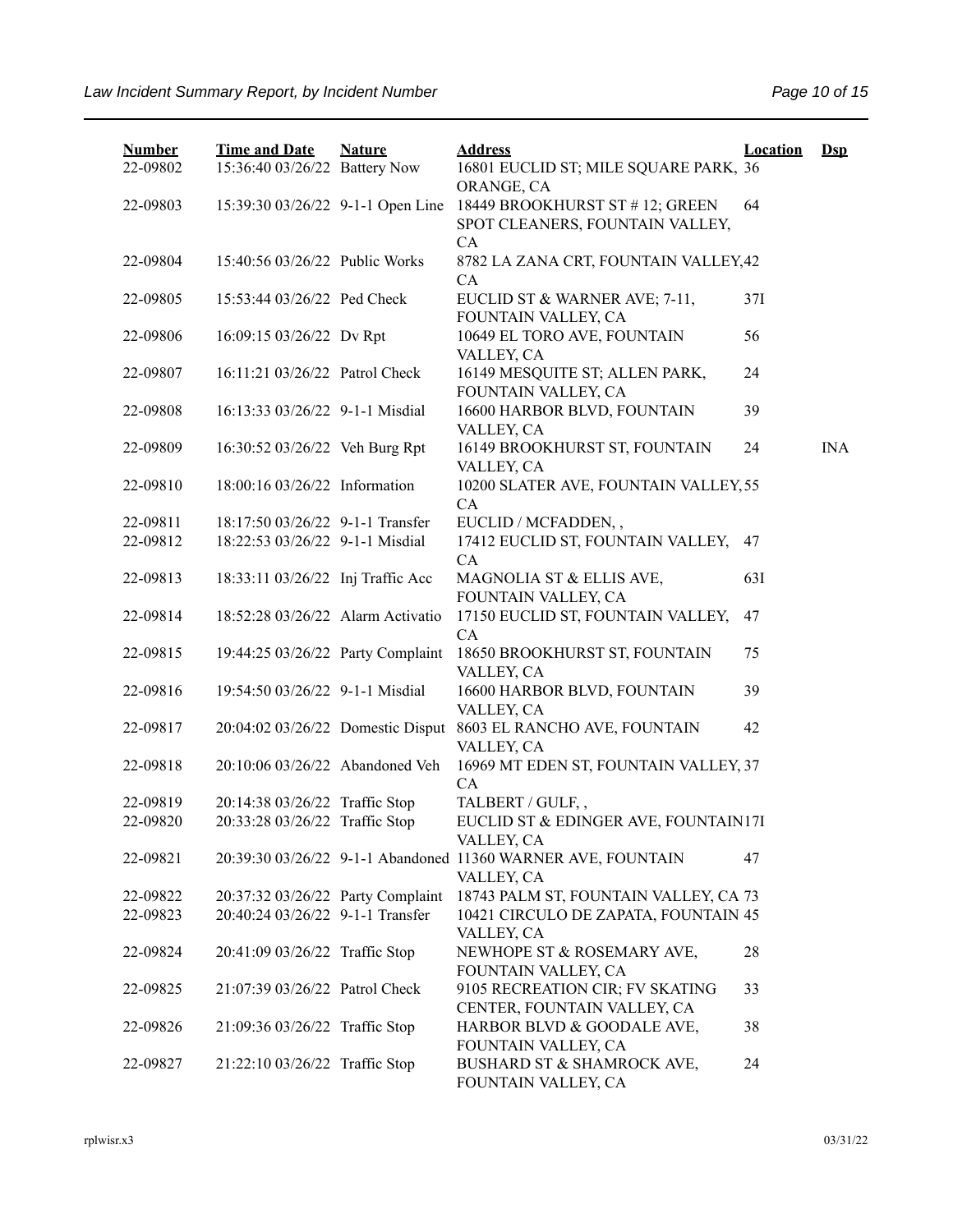| Number | Time and Date | Nature | Address | Location | Dsp |
|---|---|---|---|---|---|
| 22-09802 | 15:36:40 03/26/22 | Battery Now | 16801 EUCLID ST; MILE SQUARE PARK, ORANGE, CA | 36 | |
| 22-09803 | 15:39:30 03/26/22 | 9-1-1 Open Line | 18449 BROOKHURST ST # 12; GREEN SPOT CLEANERS, FOUNTAIN VALLEY, CA | 64 | |
| 22-09804 | 15:40:56 03/26/22 | Public Works | 8782 LA ZANA CRT, FOUNTAIN VALLEY, CA | 42 | |
| 22-09805 | 15:53:44 03/26/22 | Ped Check | EUCLID ST & WARNER AVE; 7-11, FOUNTAIN VALLEY, CA | 37I | |
| 22-09806 | 16:09:15 03/26/22 | Dv Rpt | 10649 EL TORO AVE, FOUNTAIN VALLEY, CA | 56 | |
| 22-09807 | 16:11:21 03/26/22 | Patrol Check | 16149 MESQUITE ST; ALLEN PARK, FOUNTAIN VALLEY, CA | 24 | |
| 22-09808 | 16:13:33 03/26/22 | 9-1-1 Misdial | 16600 HARBOR BLVD, FOUNTAIN VALLEY, CA | 39 | |
| 22-09809 | 16:30:52 03/26/22 | Veh Burg Rpt | 16149 BROOKHURST ST, FOUNTAIN VALLEY, CA | 24 | INA |
| 22-09810 | 18:00:16 03/26/22 | Information | 10200 SLATER AVE, FOUNTAIN VALLEY, CA | 55 | |
| 22-09811 | 18:17:50 03/26/22 | 9-1-1 Transfer | EUCLID / MCFADDEN, , | | |
| 22-09812 | 18:22:53 03/26/22 | 9-1-1 Misdial | 17412 EUCLID ST, FOUNTAIN VALLEY, CA | 47 | |
| 22-09813 | 18:33:11 03/26/22 | Inj Traffic Acc | MAGNOLIA ST & ELLIS AVE, FOUNTAIN VALLEY, CA | 63I | |
| 22-09814 | 18:52:28 03/26/22 | Alarm Activatio | 17150 EUCLID ST, FOUNTAIN VALLEY, CA | 47 | |
| 22-09815 | 19:44:25 03/26/22 | Party Complaint | 18650 BROOKHURST ST, FOUNTAIN VALLEY, CA | 75 | |
| 22-09816 | 19:54:50 03/26/22 | 9-1-1 Misdial | 16600 HARBOR BLVD, FOUNTAIN VALLEY, CA | 39 | |
| 22-09817 | 20:04:02 03/26/22 | Domestic Disput | 8603 EL RANCHO AVE, FOUNTAIN VALLEY, CA | 42 | |
| 22-09818 | 20:10:06 03/26/22 | Abandoned Veh | 16969 MT EDEN ST, FOUNTAIN VALLEY, CA | 37 | |
| 22-09819 | 20:14:38 03/26/22 | Traffic Stop | TALBERT / GULF, , | | |
| 22-09820 | 20:33:28 03/26/22 | Traffic Stop | EUCLID ST & EDINGER AVE, FOUNTAIN VALLEY, CA | 17I | |
| 22-09821 | 20:39:30 03/26/22 | 9-1-1 Abandoned | 11360 WARNER AVE, FOUNTAIN VALLEY, CA | 47 | |
| 22-09822 | 20:37:32 03/26/22 | Party Complaint | 18743 PALM ST, FOUNTAIN VALLEY, CA | 73 | |
| 22-09823 | 20:40:24 03/26/22 | 9-1-1 Transfer | 10421 CIRCULO DE ZAPATA, FOUNTAIN VALLEY, CA | 45 | |
| 22-09824 | 20:41:09 03/26/22 | Traffic Stop | NEWHOPE ST & ROSEMARY AVE, FOUNTAIN VALLEY, CA | 28 | |
| 22-09825 | 21:07:39 03/26/22 | Patrol Check | 9105 RECREATION CIR; FV SKATING CENTER, FOUNTAIN VALLEY, CA | 33 | |
| 22-09826 | 21:09:36 03/26/22 | Traffic Stop | HARBOR BLVD & GOODALE AVE, FOUNTAIN VALLEY, CA | 38 | |
| 22-09827 | 21:22:10 03/26/22 | Traffic Stop | BUSHARD ST & SHAMROCK AVE, FOUNTAIN VALLEY, CA | 24 | |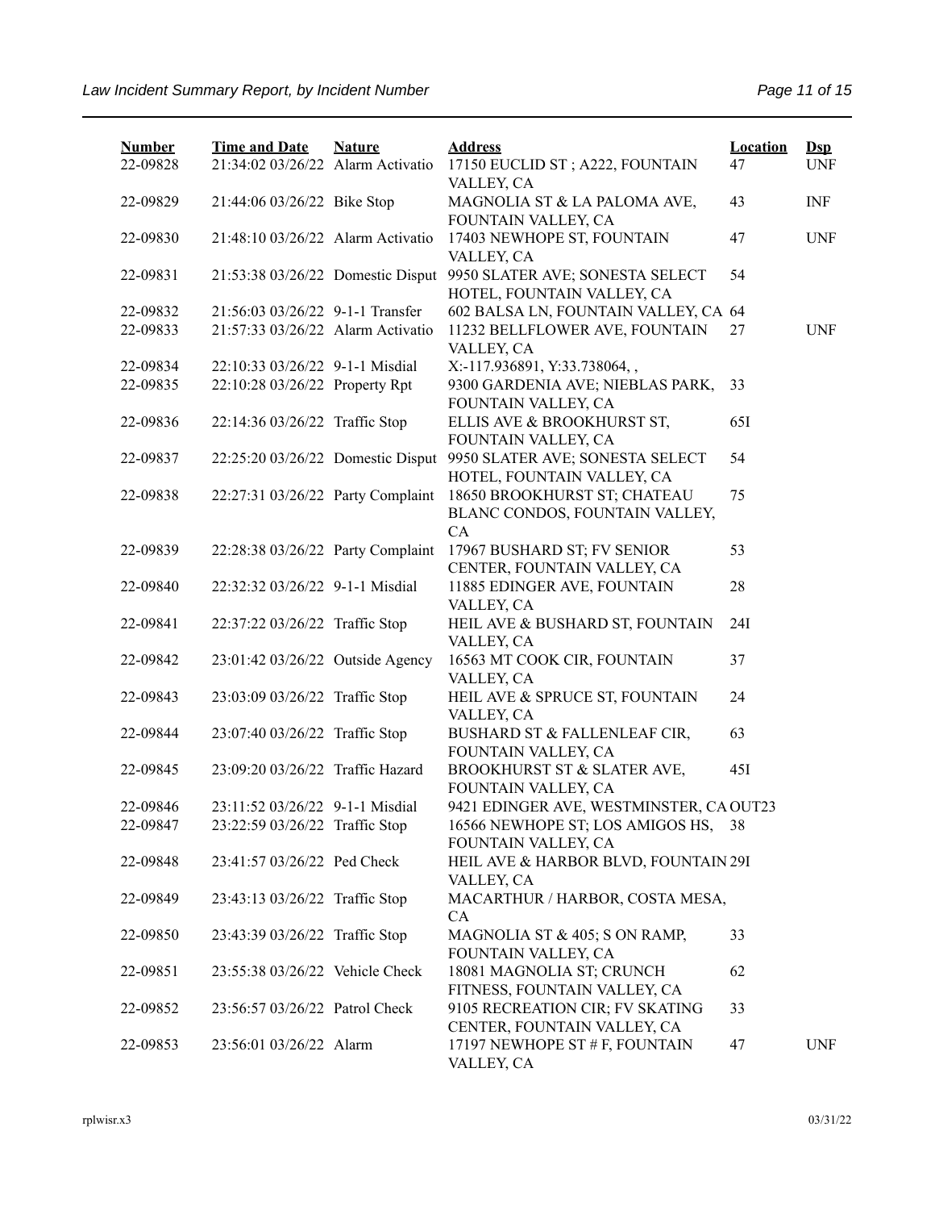| Number | Time and Date | Nature | Address | Location | Dsp |
|---|---|---|---|---|---|
| 22-09828 | 21:34:02 03/26/22 | Alarm Activatio | 17150 EUCLID ST ; A222, FOUNTAIN VALLEY, CA | 47 | UNF |
| 22-09829 | 21:44:06 03/26/22 | Bike Stop | MAGNOLIA ST & LA PALOMA AVE, FOUNTAIN VALLEY, CA | 43 | INF |
| 22-09830 | 21:48:10 03/26/22 | Alarm Activatio | 17403 NEWHOPE ST, FOUNTAIN VALLEY, CA | 47 | UNF |
| 22-09831 | 21:53:38 03/26/22 | Domestic Disput | 9950 SLATER AVE; SONESTA SELECT HOTEL, FOUNTAIN VALLEY, CA | 54 | |
| 22-09832 | 21:56:03 03/26/22 | 9-1-1 Transfer | 602 BALSA LN, FOUNTAIN VALLEY, CA | 64 | |
| 22-09833 | 21:57:33 03/26/22 | Alarm Activatio | 11232 BELLFLOWER AVE, FOUNTAIN VALLEY, CA | 27 | UNF |
| 22-09834 | 22:10:33 03/26/22 | 9-1-1 Misdial | X:-117.936891, Y:33.738064, , | | |
| 22-09835 | 22:10:28 03/26/22 | Property Rpt | 9300 GARDENIA AVE; NIEBLAS PARK, FOUNTAIN VALLEY, CA | 33 | |
| 22-09836 | 22:14:36 03/26/22 | Traffic Stop | ELLIS AVE & BROOKHURST ST, FOUNTAIN VALLEY, CA | 65I | |
| 22-09837 | 22:25:20 03/26/22 | Domestic Disput | 9950 SLATER AVE; SONESTA SELECT HOTEL, FOUNTAIN VALLEY, CA | 54 | |
| 22-09838 | 22:27:31 03/26/22 | Party Complaint | 18650 BROOKHURST ST; CHATEAU BLANC CONDOS, FOUNTAIN VALLEY, CA | 75 | |
| 22-09839 | 22:28:38 03/26/22 | Party Complaint | 17967 BUSHARD ST; FV SENIOR CENTER, FOUNTAIN VALLEY, CA | 53 | |
| 22-09840 | 22:32:32 03/26/22 | 9-1-1 Misdial | 11885 EDINGER AVE, FOUNTAIN VALLEY, CA | 28 | |
| 22-09841 | 22:37:22 03/26/22 | Traffic Stop | HEIL AVE & BUSHARD ST, FOUNTAIN VALLEY, CA | 24I | |
| 22-09842 | 23:01:42 03/26/22 | Outside Agency | 16563 MT COOK CIR, FOUNTAIN VALLEY, CA | 37 | |
| 22-09843 | 23:03:09 03/26/22 | Traffic Stop | HEIL AVE & SPRUCE ST, FOUNTAIN VALLEY, CA | 24 | |
| 22-09844 | 23:07:40 03/26/22 | Traffic Stop | BUSHARD ST & FALLENLEAF CIR, FOUNTAIN VALLEY, CA | 63 | |
| 22-09845 | 23:09:20 03/26/22 | Traffic Hazard | BROOKHURST ST & SLATER AVE, FOUNTAIN VALLEY, CA | 45I | |
| 22-09846 | 23:11:52 03/26/22 | 9-1-1 Misdial | 9421 EDINGER AVE, WESTMINSTER, CA | OUT23 | |
| 22-09847 | 23:22:59 03/26/22 | Traffic Stop | 16566 NEWHOPE ST; LOS AMIGOS HS, FOUNTAIN VALLEY, CA | 38 | |
| 22-09848 | 23:41:57 03/26/22 | Ped Check | HEIL AVE & HARBOR BLVD, FOUNTAIN VALLEY, CA | 29I | |
| 22-09849 | 23:43:13 03/26/22 | Traffic Stop | MACARTHUR / HARBOR, COSTA MESA, CA | | |
| 22-09850 | 23:43:39 03/26/22 | Traffic Stop | MAGNOLIA ST & 405; S ON RAMP, FOUNTAIN VALLEY, CA | 33 | |
| 22-09851 | 23:55:38 03/26/22 | Vehicle Check | 18081 MAGNOLIA ST; CRUNCH FITNESS, FOUNTAIN VALLEY, CA | 62 | |
| 22-09852 | 23:56:57 03/26/22 | Patrol Check | 9105 RECREATION CIR; FV SKATING CENTER, FOUNTAIN VALLEY, CA | 33 | |
| 22-09853 | 23:56:01 03/26/22 | Alarm | 17197 NEWHOPE ST # F, FOUNTAIN VALLEY, CA | 47 | UNF |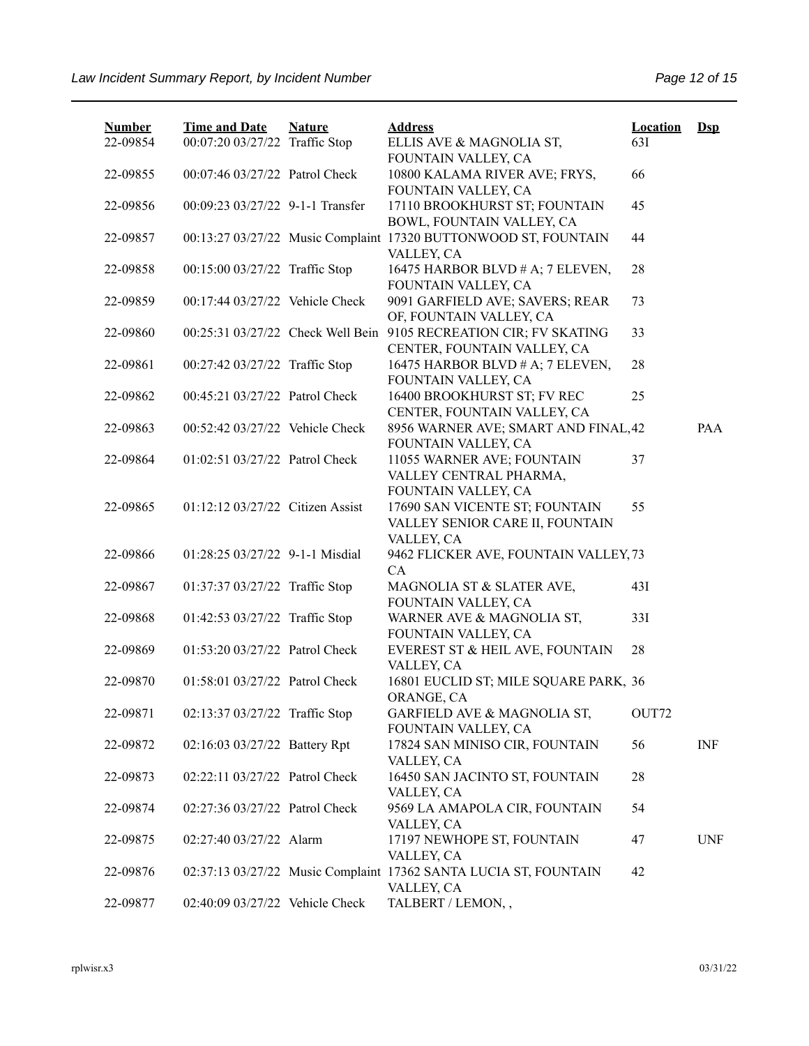| Number | Time and Date | Nature | Address | Location | Dsp |
|---|---|---|---|---|---|
| 22-09854 | 00:07:20 03/27/22 | Traffic Stop | ELLIS AVE & MAGNOLIA ST, FOUNTAIN VALLEY, CA | 63I | |
| 22-09855 | 00:07:46 03/27/22 | Patrol Check | 10800 KALAMA RIVER AVE; FRYS, FOUNTAIN VALLEY, CA | 66 | |
| 22-09856 | 00:09:23 03/27/22 | 9-1-1 Transfer | 17110 BROOKHURST ST; FOUNTAIN BOWL, FOUNTAIN VALLEY, CA | 45 | |
| 22-09857 | 00:13:27 03/27/22 | Music Complaint | 17320 BUTTONWOOD ST, FOUNTAIN VALLEY, CA | 44 | |
| 22-09858 | 00:15:00 03/27/22 | Traffic Stop | 16475 HARBOR BLVD # A; 7 ELEVEN, FOUNTAIN VALLEY, CA | 28 | |
| 22-09859 | 00:17:44 03/27/22 | Vehicle Check | 9091 GARFIELD AVE; SAVERS; REAR OF, FOUNTAIN VALLEY, CA | 73 | |
| 22-09860 | 00:25:31 03/27/22 | Check Well Bein | 9105 RECREATION CIR; FV SKATING CENTER, FOUNTAIN VALLEY, CA | 33 | |
| 22-09861 | 00:27:42 03/27/22 | Traffic Stop | 16475 HARBOR BLVD # A; 7 ELEVEN, FOUNTAIN VALLEY, CA | 28 | |
| 22-09862 | 00:45:21 03/27/22 | Patrol Check | 16400 BROOKHURST ST; FV REC CENTER, FOUNTAIN VALLEY, CA | 25 | |
| 22-09863 | 00:52:42 03/27/22 | Vehicle Check | 8956 WARNER AVE; SMART AND FINAL, FOUNTAIN VALLEY, CA | 42 | PAA |
| 22-09864 | 01:02:51 03/27/22 | Patrol Check | 11055 WARNER AVE; FOUNTAIN VALLEY CENTRAL PHARMA, FOUNTAIN VALLEY, CA | 37 | |
| 22-09865 | 01:12:12 03/27/22 | Citizen Assist | 17690 SAN VICENTE ST; FOUNTAIN VALLEY SENIOR CARE II, FOUNTAIN VALLEY, CA | 55 | |
| 22-09866 | 01:28:25 03/27/22 | 9-1-1 Misdial | 9462 FLICKER AVE, FOUNTAIN VALLEY, CA | 73 | |
| 22-09867 | 01:37:37 03/27/22 | Traffic Stop | MAGNOLIA ST & SLATER AVE, FOUNTAIN VALLEY, CA | 43I | |
| 22-09868 | 01:42:53 03/27/22 | Traffic Stop | WARNER AVE & MAGNOLIA ST, FOUNTAIN VALLEY, CA | 33I | |
| 22-09869 | 01:53:20 03/27/22 | Patrol Check | EVEREST ST & HEIL AVE, FOUNTAIN VALLEY, CA | 28 | |
| 22-09870 | 01:58:01 03/27/22 | Patrol Check | 16801 EUCLID ST; MILE SQUARE PARK, ORANGE, CA | 36 | |
| 22-09871 | 02:13:37 03/27/22 | Traffic Stop | GARFIELD AVE & MAGNOLIA ST, FOUNTAIN VALLEY, CA | OUT72 | |
| 22-09872 | 02:16:03 03/27/22 | Battery Rpt | 17824 SAN MINISO CIR, FOUNTAIN VALLEY, CA | 56 | INF |
| 22-09873 | 02:22:11 03/27/22 | Patrol Check | 16450 SAN JACINTO ST, FOUNTAIN VALLEY, CA | 28 | |
| 22-09874 | 02:27:36 03/27/22 | Patrol Check | 9569 LA AMAPOLA CIR, FOUNTAIN VALLEY, CA | 54 | |
| 22-09875 | 02:27:40 03/27/22 | Alarm | 17197 NEWHOPE ST, FOUNTAIN VALLEY, CA | 47 | UNF |
| 22-09876 | 02:37:13 03/27/22 | Music Complaint | 17362 SANTA LUCIA ST, FOUNTAIN VALLEY, CA | 42 | |
| 22-09877 | 02:40:09 03/27/22 | Vehicle Check | TALBERT / LEMON, , | | |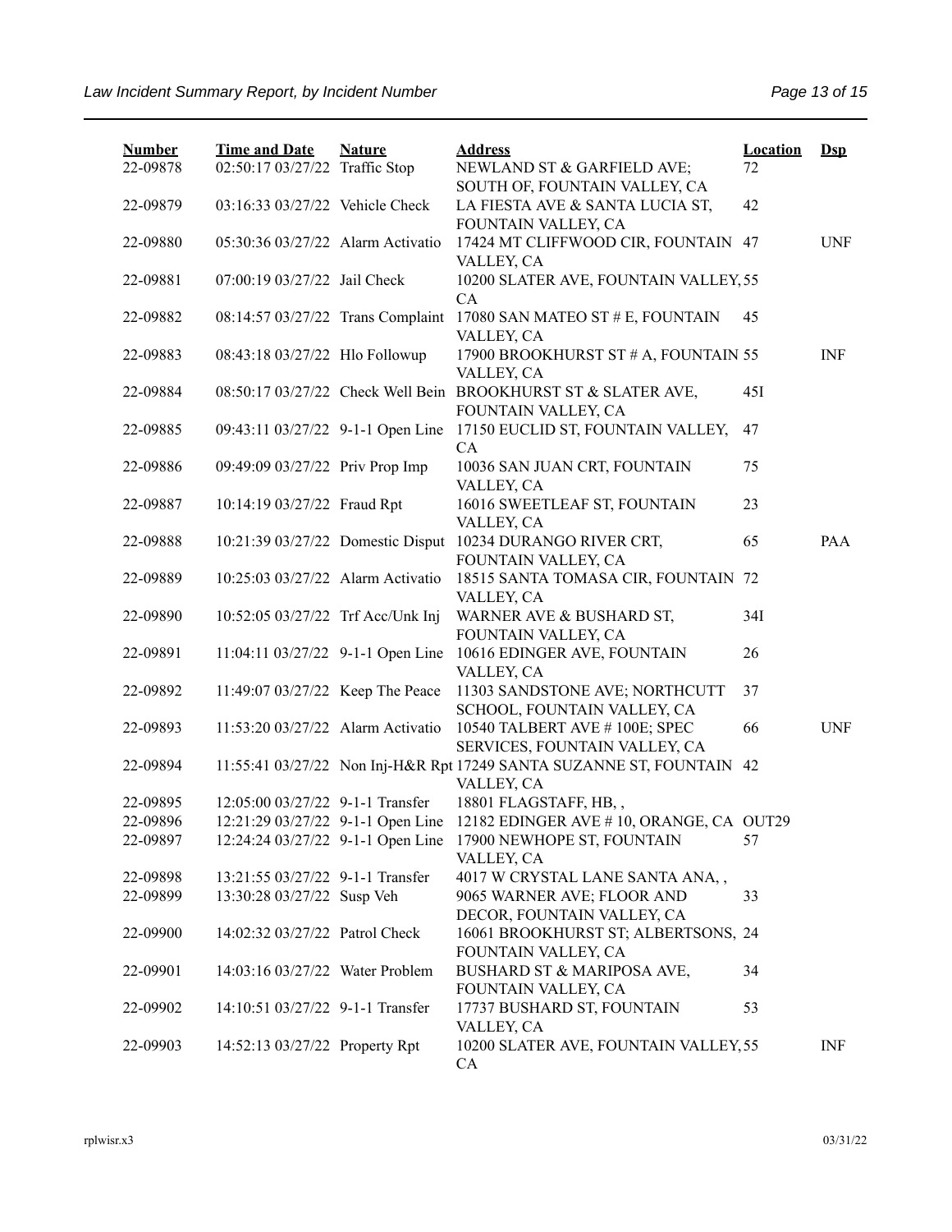| Number | Time and Date | Nature | Address | Location | Dsp |
|---|---|---|---|---|---|
| 22-09878 | 02:50:17 03/27/22 | Traffic Stop | NEWLAND ST & GARFIELD AVE; SOUTH OF, FOUNTAIN VALLEY, CA | 72 | |
| 22-09879 | 03:16:33 03/27/22 | Vehicle Check | LA FIESTA AVE & SANTA LUCIA ST, FOUNTAIN VALLEY, CA | 42 | |
| 22-09880 | 05:30:36 03/27/22 | Alarm Activatio | 17424 MT CLIFFWOOD CIR, FOUNTAIN VALLEY, CA | 47 | UNF |
| 22-09881 | 07:00:19 03/27/22 | Jail Check | 10200 SLATER AVE, FOUNTAIN VALLEY, CA | 55 | |
| 22-09882 | 08:14:57 03/27/22 | Trans Complaint | 17080 SAN MATEO ST # E, FOUNTAIN VALLEY, CA | 45 | |
| 22-09883 | 08:43:18 03/27/22 | Hlo Followup | 17900 BROOKHURST ST # A, FOUNTAIN VALLEY, CA | 55 | INF |
| 22-09884 | 08:50:17 03/27/22 | Check Well Bein | BROOKHURST ST & SLATER AVE, FOUNTAIN VALLEY, CA | 45I | |
| 22-09885 | 09:43:11 03/27/22 | 9-1-1 Open Line | 17150 EUCLID ST, FOUNTAIN VALLEY, CA | 47 | |
| 22-09886 | 09:49:09 03/27/22 | Priv Prop Imp | 10036 SAN JUAN CRT, FOUNTAIN VALLEY, CA | 75 | |
| 22-09887 | 10:14:19 03/27/22 | Fraud Rpt | 16016 SWEETLEAF ST, FOUNTAIN VALLEY, CA | 23 | |
| 22-09888 | 10:21:39 03/27/22 | Domestic Disput | 10234 DURANGO RIVER CRT, FOUNTAIN VALLEY, CA | 65 | PAA |
| 22-09889 | 10:25:03 03/27/22 | Alarm Activatio | 18515 SANTA TOMASA CIR, FOUNTAIN VALLEY, CA | 72 | |
| 22-09890 | 10:52:05 03/27/22 | Trf Acc/Unk Inj | WARNER AVE & BUSHARD ST, FOUNTAIN VALLEY, CA | 34I | |
| 22-09891 | 11:04:11 03/27/22 | 9-1-1 Open Line | 10616 EDINGER AVE, FOUNTAIN VALLEY, CA | 26 | |
| 22-09892 | 11:49:07 03/27/22 | Keep The Peace | 11303 SANDSTONE AVE; NORTHCUTT SCHOOL, FOUNTAIN VALLEY, CA | 37 | |
| 22-09893 | 11:53:20 03/27/22 | Alarm Activatio | 10540 TALBERT AVE # 100E; SPEC SERVICES, FOUNTAIN VALLEY, CA | 66 | UNF |
| 22-09894 | 11:55:41 03/27/22 | Non Inj-H&R Rpt | 17249 SANTA SUZANNE ST, FOUNTAIN VALLEY, CA | 42 | |
| 22-09895 | 12:05:00 03/27/22 | 9-1-1 Transfer | 18801 FLAGSTAFF, HB, , | | |
| 22-09896 | 12:21:29 03/27/22 | 9-1-1 Open Line | 12182 EDINGER AVE # 10, ORANGE, CA | OUT29 | |
| 22-09897 | 12:24:24 03/27/22 | 9-1-1 Open Line | 17900 NEWHOPE ST, FOUNTAIN VALLEY, CA | 57 | |
| 22-09898 | 13:21:55 03/27/22 | 9-1-1 Transfer | 4017 W CRYSTAL LANE SANTA ANA, , | | |
| 22-09899 | 13:30:28 03/27/22 | Susp Veh | 9065 WARNER AVE; FLOOR AND DECOR, FOUNTAIN VALLEY, CA | 33 | |
| 22-09900 | 14:02:32 03/27/22 | Patrol Check | 16061 BROOKHURST ST; ALBERTSONS, FOUNTAIN VALLEY, CA | 24 | |
| 22-09901 | 14:03:16 03/27/22 | Water Problem | BUSHARD ST & MARIPOSA AVE, FOUNTAIN VALLEY, CA | 34 | |
| 22-09902 | 14:10:51 03/27/22 | 9-1-1 Transfer | 17737 BUSHARD ST, FOUNTAIN VALLEY, CA | 53 | |
| 22-09903 | 14:52:13 03/27/22 | Property Rpt | 10200 SLATER AVE, FOUNTAIN VALLEY, CA | 55 | INF |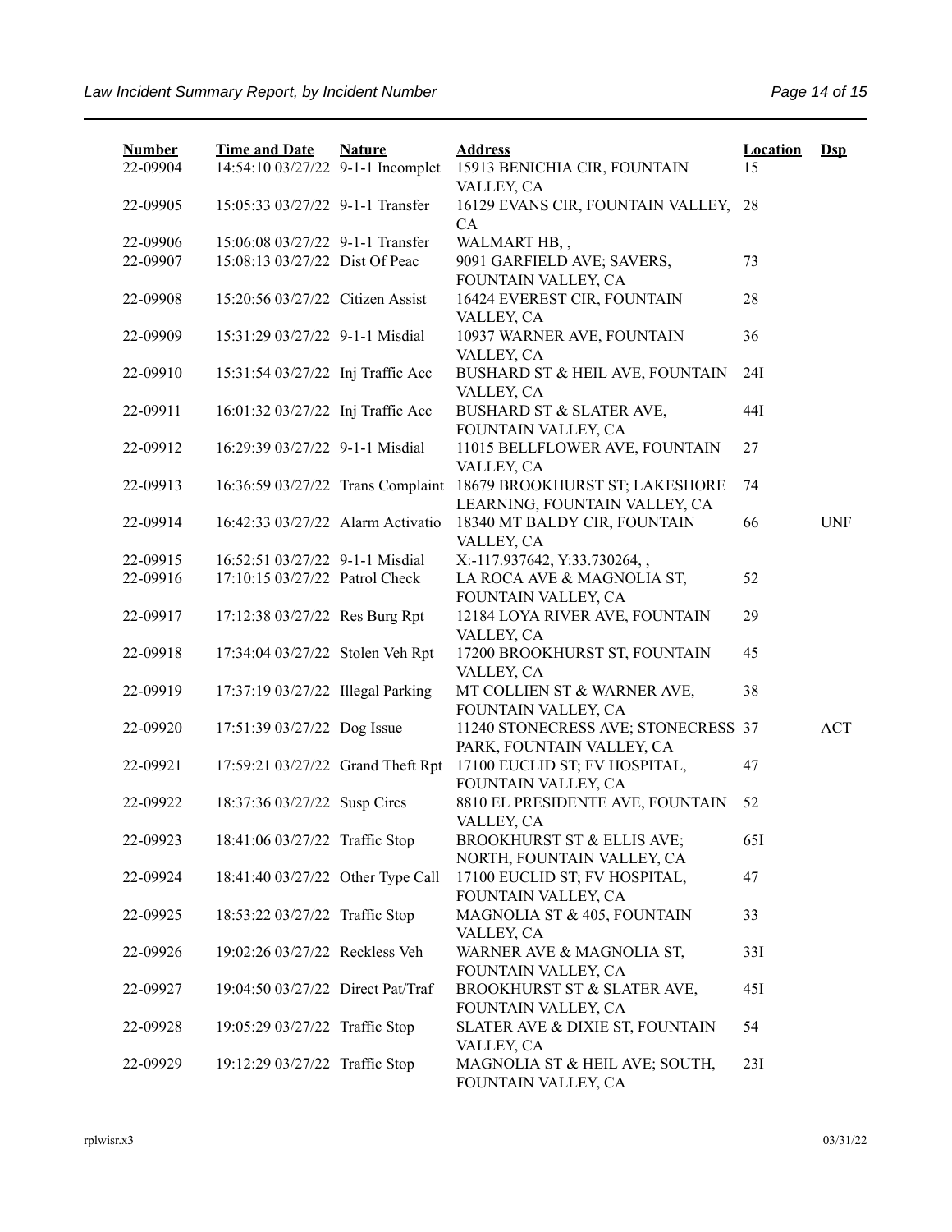| Number | Time and Date | Nature | Address | Location | Dsp |
|---|---|---|---|---|---|
| 22-09904 | 14:54:10 03/27/22 | 9-1-1 Incomplet | 15913 BENICHIA CIR, FOUNTAIN VALLEY, CA | 15 | |
| 22-09905 | 15:05:33 03/27/22 | 9-1-1 Transfer | 16129 EVANS CIR, FOUNTAIN VALLEY, CA | 28 | |
| 22-09906 | 15:06:08 03/27/22 | 9-1-1 Transfer | WALMART HB, , | | |
| 22-09907 | 15:08:13 03/27/22 | Dist Of Peac | 9091 GARFIELD AVE; SAVERS, FOUNTAIN VALLEY, CA | 73 | |
| 22-09908 | 15:20:56 03/27/22 | Citizen Assist | 16424 EVEREST CIR, FOUNTAIN VALLEY, CA | 28 | |
| 22-09909 | 15:31:29 03/27/22 | 9-1-1 Misdial | 10937 WARNER AVE, FOUNTAIN VALLEY, CA | 36 | |
| 22-09910 | 15:31:54 03/27/22 | Inj Traffic Acc | BUSHARD ST & HEIL AVE, FOUNTAIN VALLEY, CA | 24I | |
| 22-09911 | 16:01:32 03/27/22 | Inj Traffic Acc | BUSHARD ST & SLATER AVE, FOUNTAIN VALLEY, CA | 44I | |
| 22-09912 | 16:29:39 03/27/22 | 9-1-1 Misdial | 11015 BELLFLOWER AVE, FOUNTAIN VALLEY, CA | 27 | |
| 22-09913 | 16:36:59 03/27/22 | Trans Complaint | 18679 BROOKHURST ST; LAKESHORE LEARNING, FOUNTAIN VALLEY, CA | 74 | |
| 22-09914 | 16:42:33 03/27/22 | Alarm Activatio | 18340 MT BALDY CIR, FOUNTAIN VALLEY, CA | 66 | UNF |
| 22-09915 | 16:52:51 03/27/22 | 9-1-1 Misdial | X:-117.937642, Y:33.730264, , | | |
| 22-09916 | 17:10:15 03/27/22 | Patrol Check | LA ROCA AVE & MAGNOLIA ST, FOUNTAIN VALLEY, CA | 52 | |
| 22-09917 | 17:12:38 03/27/22 | Res Burg Rpt | 12184 LOYA RIVER AVE, FOUNTAIN VALLEY, CA | 29 | |
| 22-09918 | 17:34:04 03/27/22 | Stolen Veh Rpt | 17200 BROOKHURST ST, FOUNTAIN VALLEY, CA | 45 | |
| 22-09919 | 17:37:19 03/27/22 | Illegal Parking | MT COLLIEN ST & WARNER AVE, FOUNTAIN VALLEY, CA | 38 | |
| 22-09920 | 17:51:39 03/27/22 | Dog Issue | 11240 STONECRESS AVE; STONECRESS PARK, FOUNTAIN VALLEY, CA | 37 | ACT |
| 22-09921 | 17:59:21 03/27/22 | Grand Theft Rpt | 17100 EUCLID ST; FV HOSPITAL, FOUNTAIN VALLEY, CA | 47 | |
| 22-09922 | 18:37:36 03/27/22 | Susp Circs | 8810 EL PRESIDENTE AVE, FOUNTAIN VALLEY, CA | 52 | |
| 22-09923 | 18:41:06 03/27/22 | Traffic Stop | BROOKHURST ST & ELLIS AVE; NORTH, FOUNTAIN VALLEY, CA | 65I | |
| 22-09924 | 18:41:40 03/27/22 | Other Type Call | 17100 EUCLID ST; FV HOSPITAL, FOUNTAIN VALLEY, CA | 47 | |
| 22-09925 | 18:53:22 03/27/22 | Traffic Stop | MAGNOLIA ST & 405, FOUNTAIN VALLEY, CA | 33 | |
| 22-09926 | 19:02:26 03/27/22 | Reckless Veh | WARNER AVE & MAGNOLIA ST, FOUNTAIN VALLEY, CA | 33I | |
| 22-09927 | 19:04:50 03/27/22 | Direct Pat/Traf | BROOKHURST ST & SLATER AVE, FOUNTAIN VALLEY, CA | 45I | |
| 22-09928 | 19:05:29 03/27/22 | Traffic Stop | SLATER AVE & DIXIE ST, FOUNTAIN VALLEY, CA | 54 | |
| 22-09929 | 19:12:29 03/27/22 | Traffic Stop | MAGNOLIA ST & HEIL AVE; SOUTH, FOUNTAIN VALLEY, CA | 23I | |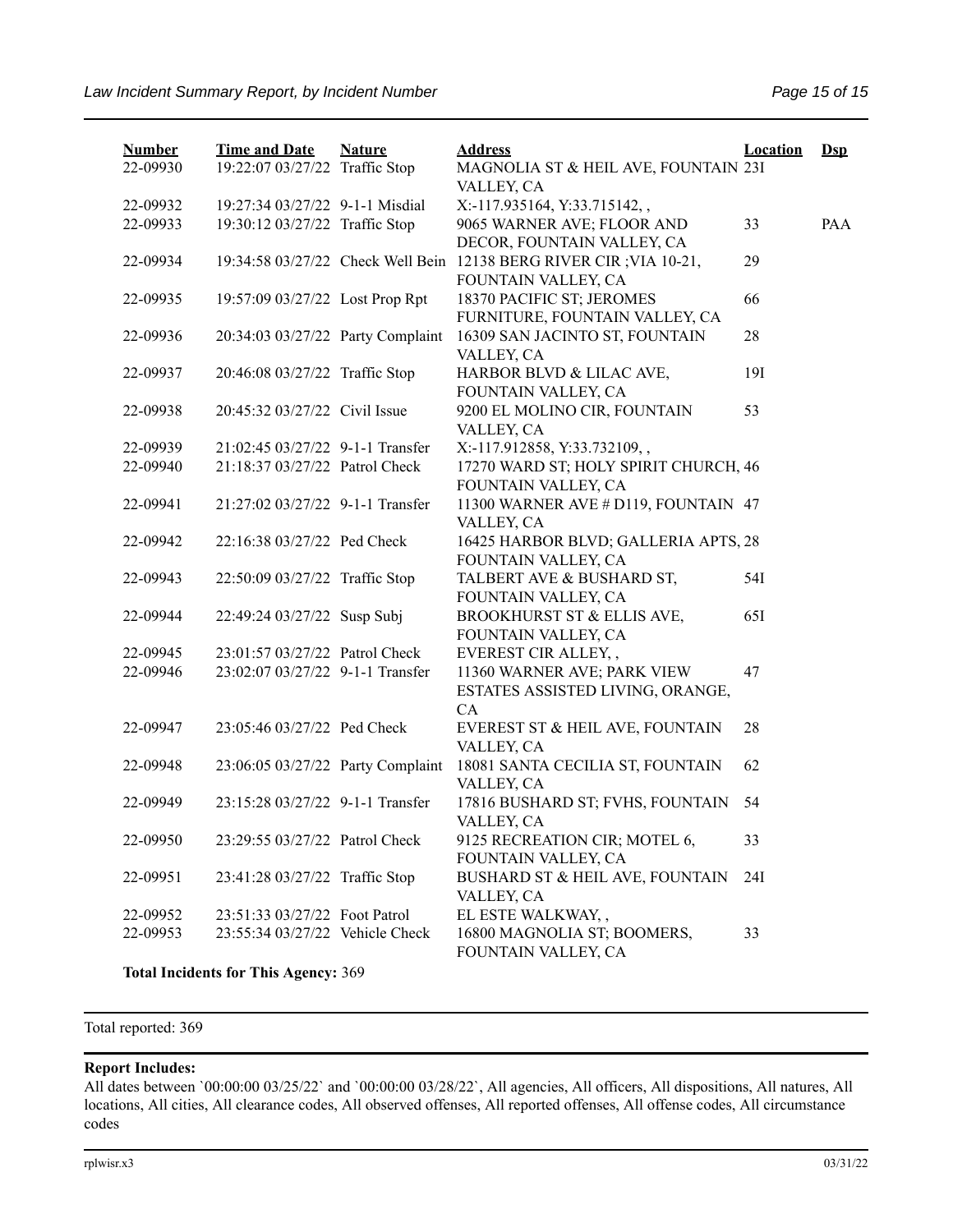| Number | Time and Date | Nature | Address | Location | Dsp |
| --- | --- | --- | --- | --- | --- |
| 22-09930 | 19:22:07 03/27/22 | Traffic Stop | MAGNOLIA ST & HEIL AVE, FOUNTAIN VALLEY, CA | 23I | |
| 22-09932 | 19:27:34 03/27/22 | 9-1-1 Misdial | X:-117.935164, Y:33.715142, , | | |
| 22-09933 | 19:30:12 03/27/22 | Traffic Stop | 9065 WARNER AVE; FLOOR AND DECOR, FOUNTAIN VALLEY, CA | 33 | PAA |
| 22-09934 | 19:34:58 03/27/22 | Check Well Bein | 12138 BERG RIVER CIR ;VIA 10-21, FOUNTAIN VALLEY, CA | 29 | |
| 22-09935 | 19:57:09 03/27/22 | Lost Prop Rpt | 18370 PACIFIC ST; JEROMES FURNITURE, FOUNTAIN VALLEY, CA | 66 | |
| 22-09936 | 20:34:03 03/27/22 | Party Complaint | 16309 SAN JACINTO ST, FOUNTAIN VALLEY, CA | 28 | |
| 22-09937 | 20:46:08 03/27/22 | Traffic Stop | HARBOR BLVD & LILAC AVE, FOUNTAIN VALLEY, CA | 19I | |
| 22-09938 | 20:45:32 03/27/22 | Civil Issue | 9200 EL MOLINO CIR, FOUNTAIN VALLEY, CA | 53 | |
| 22-09939 | 21:02:45 03/27/22 | 9-1-1 Transfer | X:-117.912858, Y:33.732109, , | | |
| 22-09940 | 21:18:37 03/27/22 | Patrol Check | 17270 WARD ST; HOLY SPIRIT CHURCH, FOUNTAIN VALLEY, CA | 46 | |
| 22-09941 | 21:27:02 03/27/22 | 9-1-1 Transfer | 11300 WARNER AVE # D119, FOUNTAIN VALLEY, CA | 47 | |
| 22-09942 | 22:16:38 03/27/22 | Ped Check | 16425 HARBOR BLVD; GALLERIA APTS, FOUNTAIN VALLEY, CA | 28 | |
| 22-09943 | 22:50:09 03/27/22 | Traffic Stop | TALBERT AVE & BUSHARD ST, FOUNTAIN VALLEY, CA | 54I | |
| 22-09944 | 22:49:24 03/27/22 | Susp Subj | BROOKHURST ST & ELLIS AVE, FOUNTAIN VALLEY, CA | 65I | |
| 22-09945 | 23:01:57 03/27/22 | Patrol Check | EVEREST CIR ALLEY, , | | |
| 22-09946 | 23:02:07 03/27/22 | 9-1-1 Transfer | 11360 WARNER AVE; PARK VIEW ESTATES ASSISTED LIVING, ORANGE, CA | 47 | |
| 22-09947 | 23:05:46 03/27/22 | Ped Check | EVEREST ST & HEIL AVE, FOUNTAIN VALLEY, CA | 28 | |
| 22-09948 | 23:06:05 03/27/22 | Party Complaint | 18081 SANTA CECILIA ST, FOUNTAIN VALLEY, CA | 62 | |
| 22-09949 | 23:15:28 03/27/22 | 9-1-1 Transfer | 17816 BUSHARD ST; FVHS, FOUNTAIN VALLEY, CA | 54 | |
| 22-09950 | 23:29:55 03/27/22 | Patrol Check | 9125 RECREATION CIR; MOTEL 6, FOUNTAIN VALLEY, CA | 33 | |
| 22-09951 | 23:41:28 03/27/22 | Traffic Stop | BUSHARD ST & HEIL AVE, FOUNTAIN VALLEY, CA | 24I | |
| 22-09952 | 23:51:33 03/27/22 | Foot Patrol | EL ESTE WALKWAY, , | | |
| 22-09953 | 23:55:34 03/27/22 | Vehicle Check | 16800 MAGNOLIA ST; BOOMERS, FOUNTAIN VALLEY, CA | 33 | |

**Total Incidents for This Agency:** 369

Total reported: 369

**Report Includes:**

All dates between `00:00:00 03/25/22` and `00:00:00 03/28/22`, All agencies, All officers, All dispositions, All natures, All locations, All cities, All clearance codes, All observed offenses, All reported offenses, All offense codes, All circumstance codes

rplwisr.x3 03/31/22